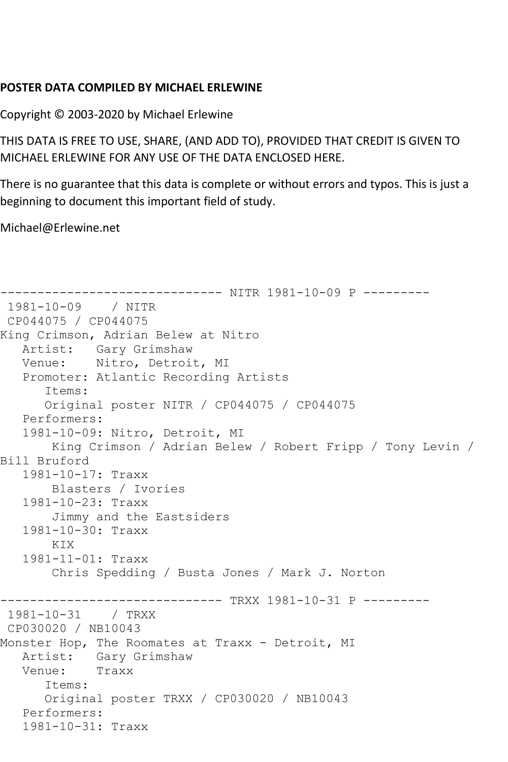**POSTER DATA COMPILED BY MICHAEL ERLEWINE**

Copyright © 2003-2020 by Michael Erlewine

THIS DATA IS FREE TO USE, SHARE, (AND ADD TO), PROVIDED THAT CREDIT IS GIVEN TO MICHAEL ERLEWINE FOR ANY USE OF THE DATA ENCLOSED HERE.

There is no guarantee that this data is complete or without errors and typos. This is just a beginning to document this important field of study.

Michael@Erlewine.net

```
------------------------------ NITR 1981-10-09 P ---------
 1981-10-09    / NITR
 CP044075 / CP044075
King Crimson, Adrian Belew at Nitro
   Artist:   Gary Grimshaw
   Venue:    Nitro, Detroit, MI
   Promoter: Atlantic Recording Artists
      Items:
      Original poster NITR / CP044075 / CP044075
   Performers:
   1981-10-09: Nitro, Detroit, MI
       King Crimson / Adrian Belew / Robert Fripp / Tony Levin /
Bill Bruford
   1981-10-17: Traxx
       Blasters / Ivories
   1981-10-23: Traxx
       Jimmy and the Eastsiders
   1981-10-30: Traxx
       KIX
   1981-11-01: Traxx
       Chris Spedding / Busta Jones / Mark J. Norton

------------------------------ TRXX 1981-10-31 P ---------
 1981-10-31    / TRXX
 CP030020 / NB10043
Monster Hop, The Roomates at Traxx - Detroit, MI
   Artist:   Gary Grimshaw
   Venue:    Traxx
      Items:
      Original poster TRXX / CP030020 / NB10043
   Performers:
   1981-10-31: Traxx
```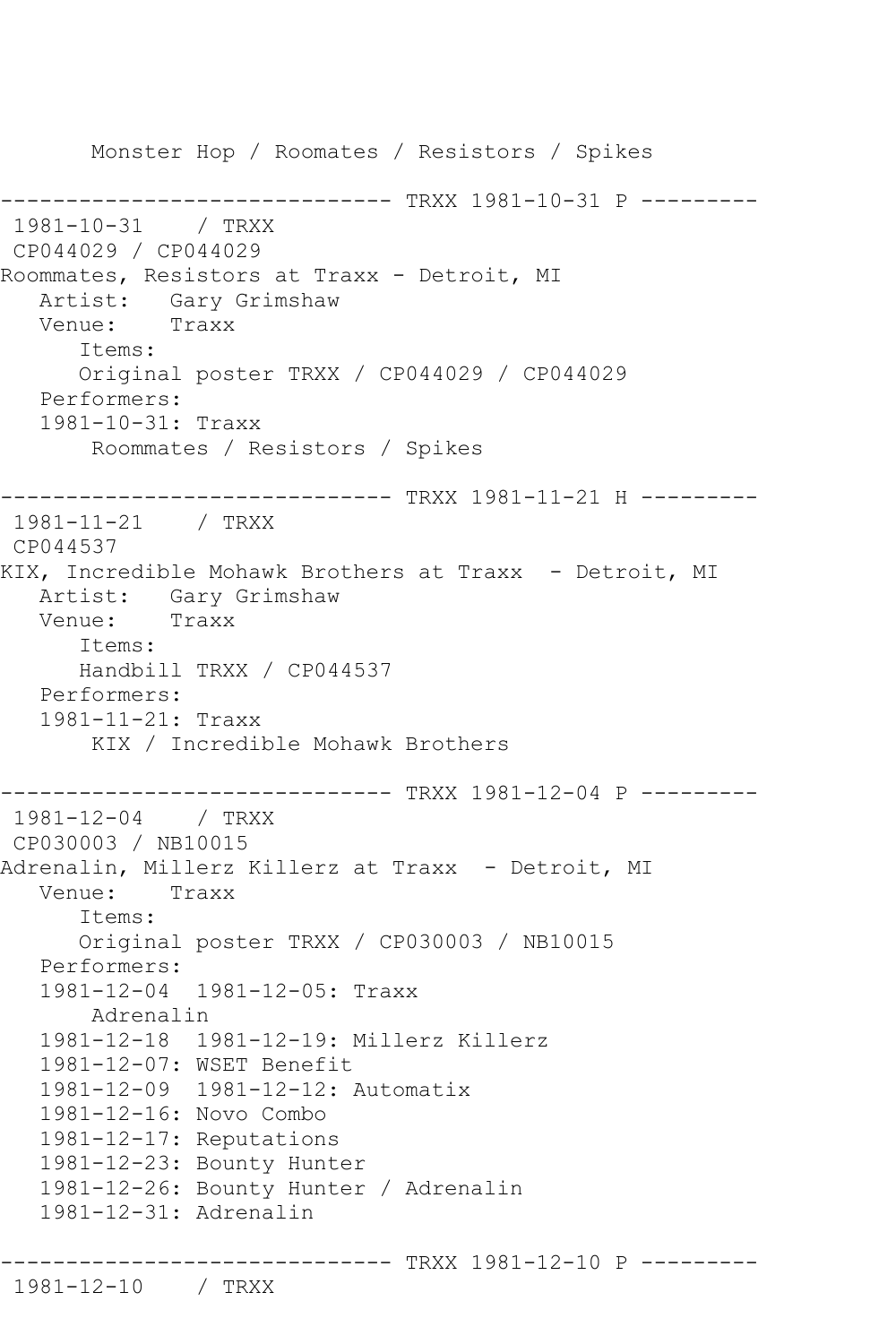```
       Monster Hop / Roomates / Resistors / Spikes

------------------------------ TRXX 1981-10-31 P ---------
 1981-10-31    / TRXX
 CP044029 / CP044029
Roommates, Resistors at Traxx - Detroit, MI
   Artist:   Gary Grimshaw
   Venue:    Traxx
      Items:
      Original poster TRXX / CP044029 / CP044029
   Performers:
   1981-10-31: Traxx
       Roommates / Resistors / Spikes

------------------------------ TRXX 1981-11-21 H ---------
 1981-11-21    / TRXX
 CP044537
KIX, Incredible Mohawk Brothers at Traxx  - Detroit, MI
   Artist:   Gary Grimshaw
   Venue:    Traxx
      Items:
      Handbill TRXX / CP044537
   Performers:
   1981-11-21: Traxx
       KIX / Incredible Mohawk Brothers

------------------------------ TRXX 1981-12-04 P ---------
 1981-12-04    / TRXX
 CP030003 / NB10015
Adrenalin, Millerz Killerz at Traxx  - Detroit, MI
   Venue:    Traxx
      Items:
      Original poster TRXX / CP030003 / NB10015
   Performers:
   1981-12-04  1981-12-05: Traxx
       Adrenalin
   1981-12-18  1981-12-19: Millerz Killerz
   1981-12-07: WSET Benefit
   1981-12-09  1981-12-12: Automatix
   1981-12-16: Novo Combo
   1981-12-17: Reputations
   1981-12-23: Bounty Hunter
   1981-12-26: Bounty Hunter / Adrenalin
   1981-12-31: Adrenalin

------------------------------ TRXX 1981-12-10 P ---------
 1981-12-10    / TRXX
```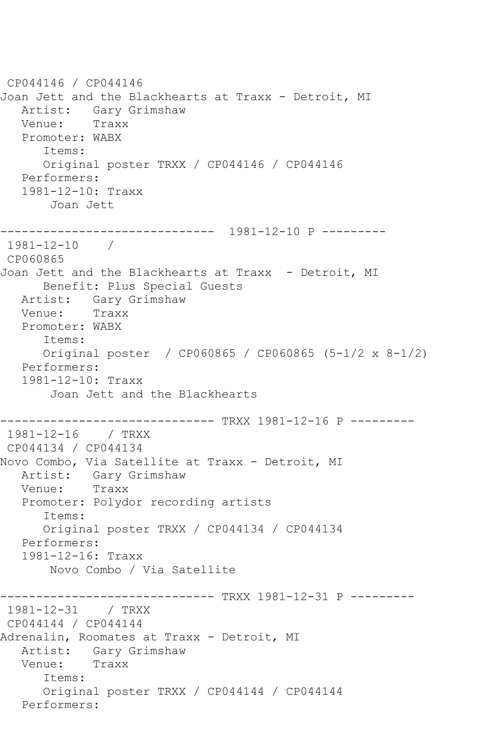```
 CP044146 / CP044146
Joan Jett and the Blackhearts at Traxx - Detroit, MI
   Artist:   Gary Grimshaw
   Venue:    Traxx
   Promoter: WABX
      Items:
      Original poster TRXX / CP044146 / CP044146
   Performers:
   1981-12-10: Traxx
       Joan Jett

------------------------------  1981-12-10 P ---------
 1981-12-10    /
 CP060865
Joan Jett and the Blackhearts at Traxx  - Detroit, MI
      Benefit: Plus Special Guests
   Artist:   Gary Grimshaw
   Venue:    Traxx
   Promoter: WABX
      Items:
      Original poster  / CP060865 / CP060865 (5-1/2 x 8-1/2)
   Performers:
   1981-12-10: Traxx
       Joan Jett and the Blackhearts

------------------------------ TRXX 1981-12-16 P ---------
 1981-12-16    / TRXX
 CP044134 / CP044134
Novo Combo, Via Satellite at Traxx - Detroit, MI
   Artist:   Gary Grimshaw
   Venue:    Traxx
   Promoter: Polydor recording artists
      Items:
      Original poster TRXX / CP044134 / CP044134
   Performers:
   1981-12-16: Traxx
       Novo Combo / Via Satellite

------------------------------ TRXX 1981-12-31 P ---------
 1981-12-31    / TRXX
 CP044144 / CP044144
Adrenalin, Roomates at Traxx - Detroit, MI
   Artist:   Gary Grimshaw
   Venue:    Traxx
      Items:
      Original poster TRXX / CP044144 / CP044144
   Performers:
```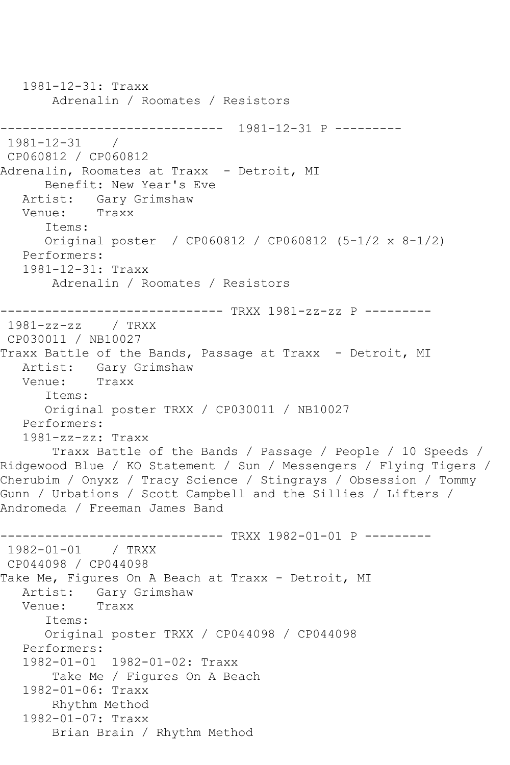```
   1981-12-31: Traxx
       Adrenalin / Roomates / Resistors

------------------------------  1981-12-31 P ---------
 1981-12-31    /
 CP060812 / CP060812
Adrenalin, Roomates at Traxx  - Detroit, MI
      Benefit: New Year's Eve
   Artist:   Gary Grimshaw
   Venue:    Traxx
      Items:
      Original poster  / CP060812 / CP060812 (5-1/2 x 8-1/2)
   Performers:
   1981-12-31: Traxx
       Adrenalin / Roomates / Resistors

------------------------------ TRXX 1981-zz-zz P ---------
 1981-zz-zz    / TRXX
 CP030011 / NB10027
Traxx Battle of the Bands, Passage at Traxx  - Detroit, MI
   Artist:   Gary Grimshaw
   Venue:    Traxx
      Items:
      Original poster TRXX / CP030011 / NB10027
   Performers:
   1981-zz-zz: Traxx
       Traxx Battle of the Bands / Passage / People / 10 Speeds /
Ridgewood Blue / KO Statement / Sun / Messengers / Flying Tigers /
Cherubim / Onyxz / Tracy Science / Stingrays / Obsession / Tommy
Gunn / Urbations / Scott Campbell and the Sillies / Lifters /
Andromeda / Freeman James Band

------------------------------ TRXX 1982-01-01 P ---------
 1982-01-01    / TRXX
 CP044098 / CP044098
Take Me, Figures On A Beach at Traxx - Detroit, MI
   Artist:   Gary Grimshaw
   Venue:    Traxx
      Items:
      Original poster TRXX / CP044098 / CP044098
   Performers:
   1982-01-01  1982-01-02: Traxx
       Take Me / Figures On A Beach
   1982-01-06: Traxx
       Rhythm Method
   1982-01-07: Traxx
       Brian Brain / Rhythm Method
```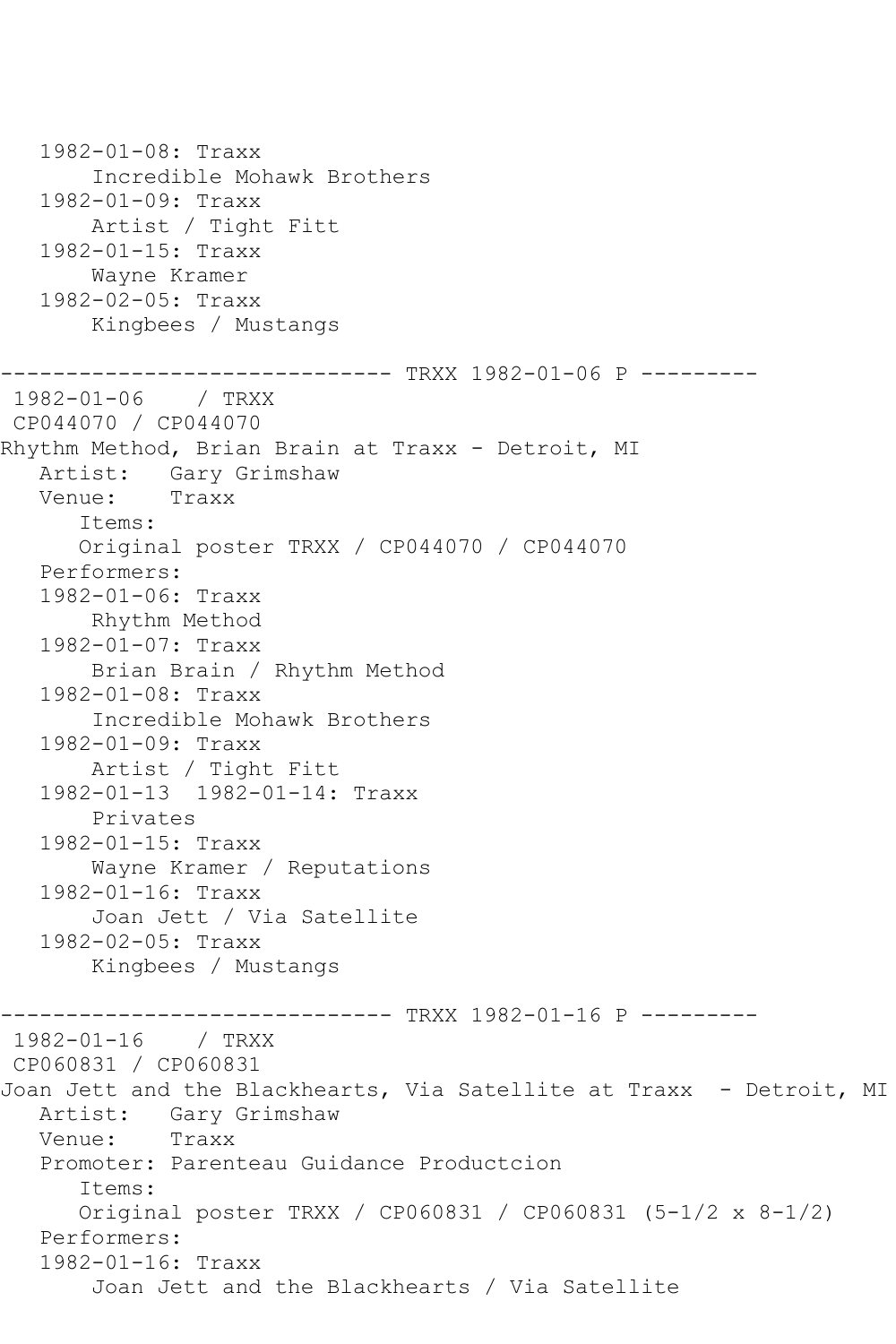```
   1982-01-08: Traxx
       Incredible Mohawk Brothers
   1982-01-09: Traxx
       Artist / Tight Fitt
   1982-01-15: Traxx
       Wayne Kramer
   1982-02-05: Traxx
       Kingbees / Mustangs

------------------------------ TRXX 1982-01-06 P ---------
 1982-01-06    / TRXX
 CP044070 / CP044070
Rhythm Method, Brian Brain at Traxx - Detroit, MI
   Artist:   Gary Grimshaw
   Venue:    Traxx
      Items:
      Original poster TRXX / CP044070 / CP044070
   Performers:
   1982-01-06: Traxx
       Rhythm Method
   1982-01-07: Traxx
       Brian Brain / Rhythm Method
   1982-01-08: Traxx
       Incredible Mohawk Brothers
   1982-01-09: Traxx
       Artist / Tight Fitt
   1982-01-13  1982-01-14: Traxx
       Privates
   1982-01-15: Traxx
       Wayne Kramer / Reputations
   1982-01-16: Traxx
       Joan Jett / Via Satellite
   1982-02-05: Traxx
       Kingbees / Mustangs

------------------------------ TRXX 1982-01-16 P ---------
 1982-01-16    / TRXX
 CP060831 / CP060831
Joan Jett and the Blackhearts, Via Satellite at Traxx  - Detroit, MI
   Artist:   Gary Grimshaw
   Venue:    Traxx
   Promoter: Parenteau Guidance Productcion
      Items:
      Original poster TRXX / CP060831 / CP060831 (5-1/2 x 8-1/2)
   Performers:
   1982-01-16: Traxx
       Joan Jett and the Blackhearts / Via Satellite
```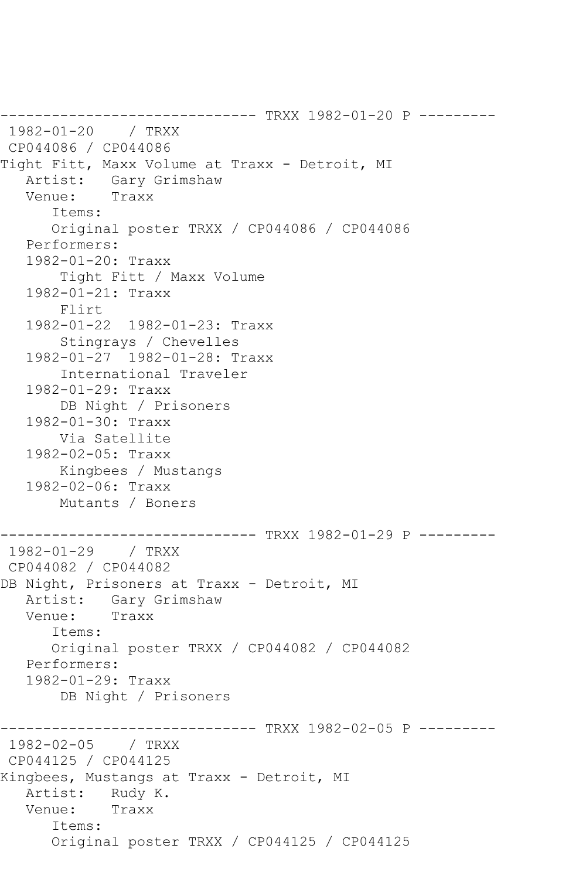```
------------------------------ TRXX 1982-01-20 P ---------
 1982-01-20    / TRXX
 CP044086 / CP044086
Tight Fitt, Maxx Volume at Traxx - Detroit, MI
   Artist:   Gary Grimshaw
   Venue:    Traxx
      Items:
      Original poster TRXX / CP044086 / CP044086
   Performers:
   1982-01-20: Traxx
       Tight Fitt / Maxx Volume
   1982-01-21: Traxx
       Flirt
   1982-01-22  1982-01-23: Traxx
       Stingrays / Chevelles
   1982-01-27  1982-01-28: Traxx
       International Traveler
   1982-01-29: Traxx
       DB Night / Prisoners
   1982-01-30: Traxx
       Via Satellite
   1982-02-05: Traxx
       Kingbees / Mustangs
   1982-02-06: Traxx
       Mutants / Boners

------------------------------ TRXX 1982-01-29 P ---------
 1982-01-29    / TRXX
 CP044082 / CP044082
DB Night, Prisoners at Traxx - Detroit, MI
   Artist:   Gary Grimshaw
   Venue:    Traxx
      Items:
      Original poster TRXX / CP044082 / CP044082
   Performers:
   1982-01-29: Traxx
       DB Night / Prisoners

------------------------------ TRXX 1982-02-05 P ---------
 1982-02-05    / TRXX
 CP044125 / CP044125
Kingbees, Mustangs at Traxx - Detroit, MI
   Artist:   Rudy K.
   Venue:    Traxx
      Items:
      Original poster TRXX / CP044125 / CP044125
```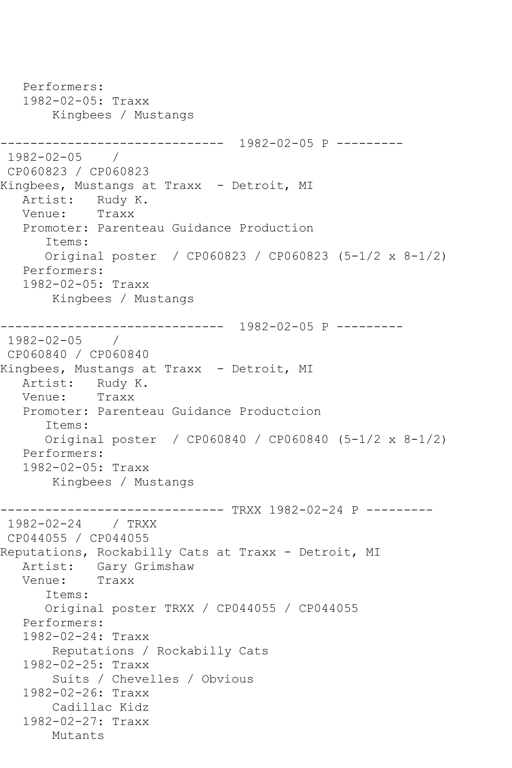```
   Performers:
   1982-02-05: Traxx
       Kingbees / Mustangs

------------------------------  1982-02-05 P ---------
 1982-02-05    /
 CP060823 / CP060823
Kingbees, Mustangs at Traxx  - Detroit, MI
   Artist:   Rudy K.
   Venue:    Traxx
   Promoter: Parenteau Guidance Production
      Items:
      Original poster  / CP060823 / CP060823 (5-1/2 x 8-1/2)
   Performers:
   1982-02-05: Traxx
       Kingbees / Mustangs

------------------------------  1982-02-05 P ---------
 1982-02-05    /
 CP060840 / CP060840
Kingbees, Mustangs at Traxx  - Detroit, MI
   Artist:   Rudy K.
   Venue:    Traxx
   Promoter: Parenteau Guidance Productcion
      Items:
      Original poster  / CP060840 / CP060840 (5-1/2 x 8-1/2)
   Performers:
   1982-02-05: Traxx
       Kingbees / Mustangs

------------------------------ TRXX 1982-02-24 P ---------
 1982-02-24    / TRXX
 CP044055 / CP044055
Reputations, Rockabilly Cats at Traxx - Detroit, MI
   Artist:   Gary Grimshaw
   Venue:    Traxx
      Items:
      Original poster TRXX / CP044055 / CP044055
   Performers:
   1982-02-24: Traxx
       Reputations / Rockabilly Cats
   1982-02-25: Traxx
       Suits / Chevelles / Obvious
   1982-02-26: Traxx
       Cadillac Kidz
   1982-02-27: Traxx
       Mutants
```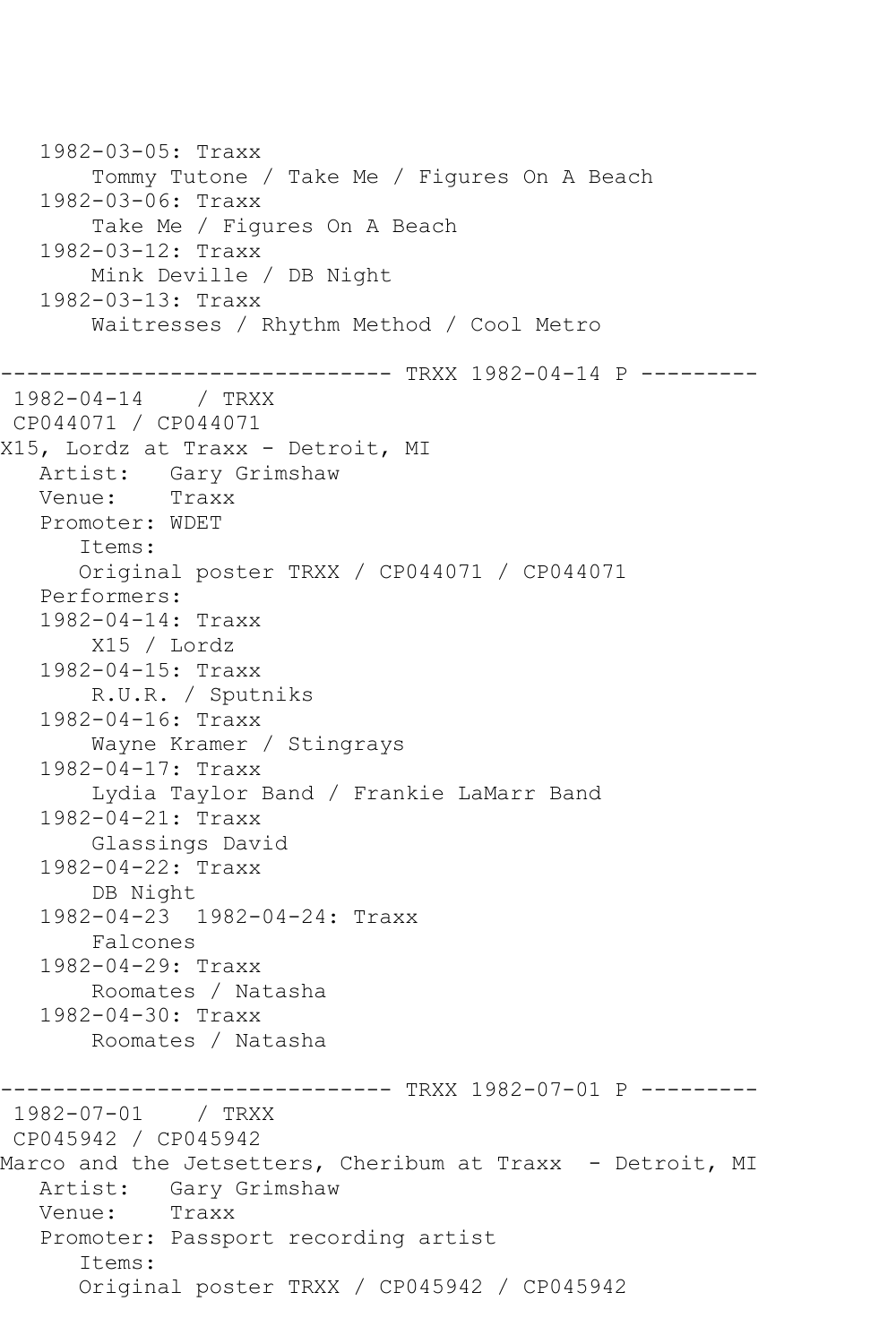```
   1982-03-05: Traxx
       Tommy Tutone / Take Me / Figures On A Beach
   1982-03-06: Traxx
       Take Me / Figures On A Beach
   1982-03-12: Traxx
       Mink Deville / DB Night
   1982-03-13: Traxx
       Waitresses / Rhythm Method / Cool Metro

------------------------------ TRXX 1982-04-14 P ---------
 1982-04-14    / TRXX
 CP044071 / CP044071
X15, Lordz at Traxx - Detroit, MI
   Artist:   Gary Grimshaw
   Venue:    Traxx
   Promoter: WDET
      Items:
      Original poster TRXX / CP044071 / CP044071
   Performers:
   1982-04-14: Traxx
       X15 / Lordz
   1982-04-15: Traxx
       R.U.R. / Sputniks
   1982-04-16: Traxx
       Wayne Kramer / Stingrays
   1982-04-17: Traxx
       Lydia Taylor Band / Frankie LaMarr Band
   1982-04-21: Traxx
       Glassings David
   1982-04-22: Traxx
       DB Night
   1982-04-23  1982-04-24: Traxx
       Falcones
   1982-04-29: Traxx
       Roomates / Natasha
   1982-04-30: Traxx
       Roomates / Natasha

------------------------------ TRXX 1982-07-01 P ---------
 1982-07-01    / TRXX
 CP045942 / CP045942
Marco and the Jetsetters, Cheribum at Traxx  - Detroit, MI
   Artist:   Gary Grimshaw
   Venue:    Traxx
   Promoter: Passport recording artist
      Items:
      Original poster TRXX / CP045942 / CP045942
```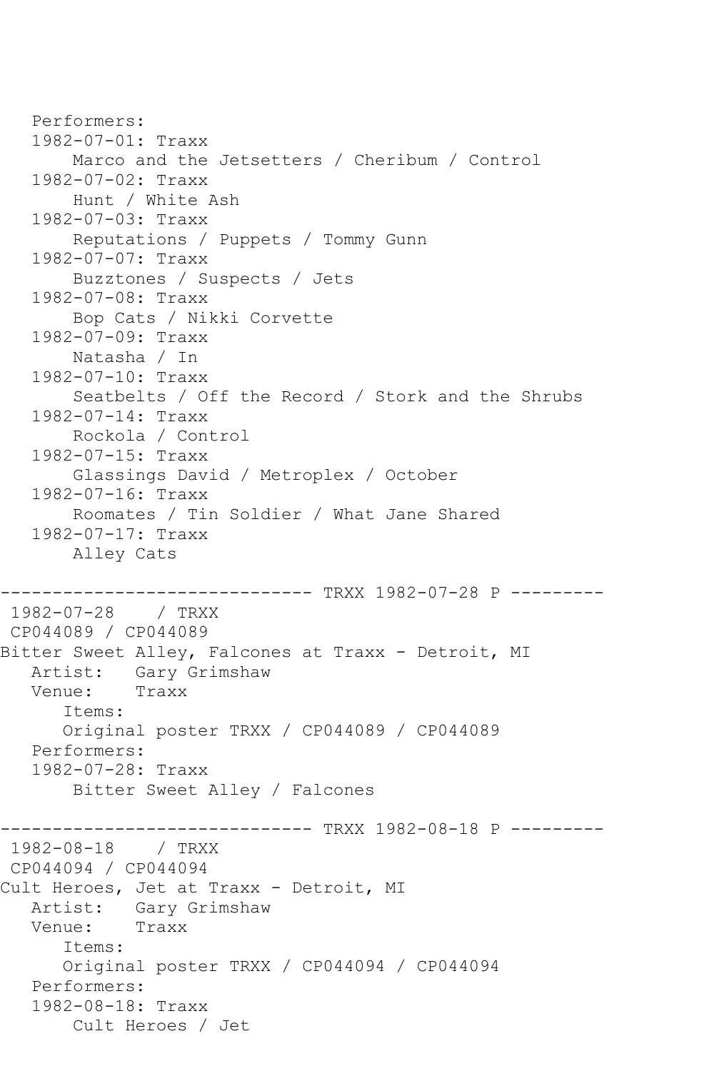```
   Performers:
   1982-07-01: Traxx
       Marco and the Jetsetters / Cheribum / Control
   1982-07-02: Traxx
       Hunt / White Ash
   1982-07-03: Traxx
       Reputations / Puppets / Tommy Gunn
   1982-07-07: Traxx
       Buzztones / Suspects / Jets
   1982-07-08: Traxx
       Bop Cats / Nikki Corvette
   1982-07-09: Traxx
       Natasha / In
   1982-07-10: Traxx
       Seatbelts / Off the Record / Stork and the Shrubs
   1982-07-14: Traxx
       Rockola / Control
   1982-07-15: Traxx
       Glassings David / Metroplex / October
   1982-07-16: Traxx
       Roomates / Tin Soldier / What Jane Shared
   1982-07-17: Traxx
       Alley Cats

------------------------------ TRXX 1982-07-28 P ---------
 1982-07-28    / TRXX
 CP044089 / CP044089
Bitter Sweet Alley, Falcones at Traxx - Detroit, MI
   Artist:   Gary Grimshaw
   Venue:    Traxx
      Items:
      Original poster TRXX / CP044089 / CP044089
   Performers:
   1982-07-28: Traxx
       Bitter Sweet Alley / Falcones

------------------------------ TRXX 1982-08-18 P ---------
 1982-08-18    / TRXX
 CP044094 / CP044094
Cult Heroes, Jet at Traxx - Detroit, MI
   Artist:   Gary Grimshaw
   Venue:    Traxx
      Items:
      Original poster TRXX / CP044094 / CP044094
   Performers:
   1982-08-18: Traxx
       Cult Heroes / Jet
```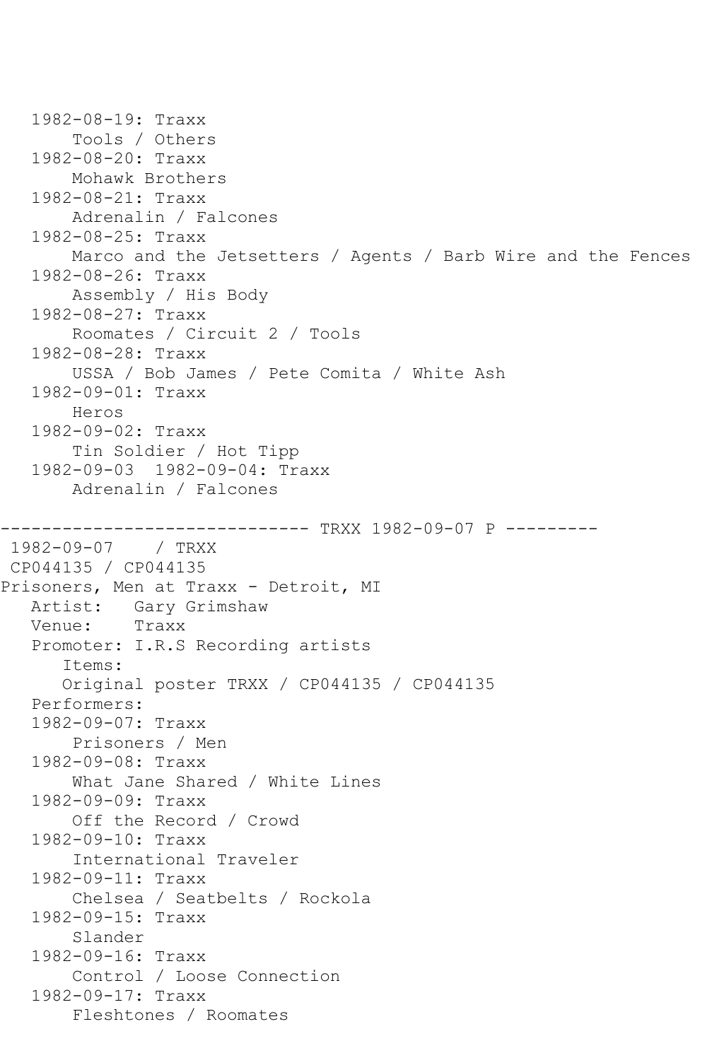```
   1982-08-19: Traxx
       Tools / Others
   1982-08-20: Traxx
       Mohawk Brothers
   1982-08-21: Traxx
       Adrenalin / Falcones
   1982-08-25: Traxx
       Marco and the Jetsetters / Agents / Barb Wire and the Fences
   1982-08-26: Traxx
       Assembly / His Body
   1982-08-27: Traxx
       Roomates / Circuit 2 / Tools
   1982-08-28: Traxx
       USSA / Bob James / Pete Comita / White Ash
   1982-09-01: Traxx
       Heros
   1982-09-02: Traxx
       Tin Soldier / Hot Tipp
   1982-09-03  1982-09-04: Traxx
       Adrenalin / Falcones

------------------------------ TRXX 1982-09-07 P ---------
 1982-09-07    / TRXX
 CP044135 / CP044135
Prisoners, Men at Traxx - Detroit, MI
   Artist:   Gary Grimshaw
   Venue:    Traxx
   Promoter: I.R.S Recording artists
      Items:
      Original poster TRXX / CP044135 / CP044135
   Performers:
   1982-09-07: Traxx
       Prisoners / Men
   1982-09-08: Traxx
       What Jane Shared / White Lines
   1982-09-09: Traxx
       Off the Record / Crowd
   1982-09-10: Traxx
       International Traveler
   1982-09-11: Traxx
       Chelsea / Seatbelts / Rockola
   1982-09-15: Traxx
       Slander
   1982-09-16: Traxx
       Control / Loose Connection
   1982-09-17: Traxx
       Fleshtones / Roomates
```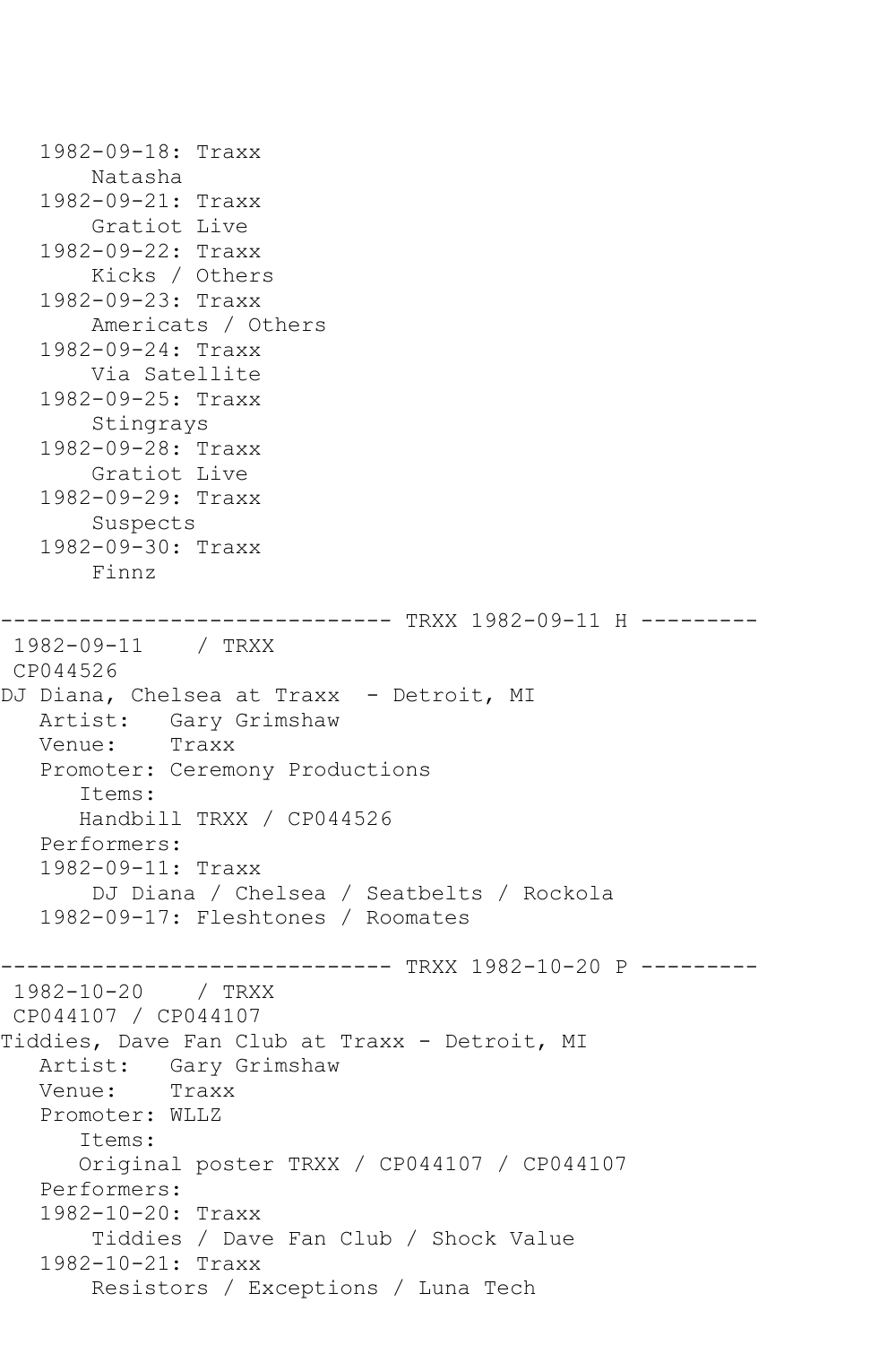```
   1982-09-18: Traxx
       Natasha
   1982-09-21: Traxx
       Gratiot Live
   1982-09-22: Traxx
       Kicks / Others
   1982-09-23: Traxx
       Americats / Others
   1982-09-24: Traxx
       Via Satellite
   1982-09-25: Traxx
       Stingrays
   1982-09-28: Traxx
       Gratiot Live
   1982-09-29: Traxx
       Suspects
   1982-09-30: Traxx
       Finnz

------------------------------ TRXX 1982-09-11 H ---------
 1982-09-11    / TRXX
 CP044526
DJ Diana, Chelsea at Traxx  - Detroit, MI
   Artist:   Gary Grimshaw
   Venue:    Traxx
   Promoter: Ceremony Productions
      Items:
      Handbill TRXX / CP044526
   Performers:
   1982-09-11: Traxx
       DJ Diana / Chelsea / Seatbelts / Rockola
   1982-09-17: Fleshtones / Roomates

------------------------------ TRXX 1982-10-20 P ---------
 1982-10-20    / TRXX
 CP044107 / CP044107
Tiddies, Dave Fan Club at Traxx - Detroit, MI
   Artist:   Gary Grimshaw
   Venue:    Traxx
   Promoter: WLLZ
      Items:
      Original poster TRXX / CP044107 / CP044107
   Performers:
   1982-10-20: Traxx
       Tiddies / Dave Fan Club / Shock Value
   1982-10-21: Traxx
       Resistors / Exceptions / Luna Tech
```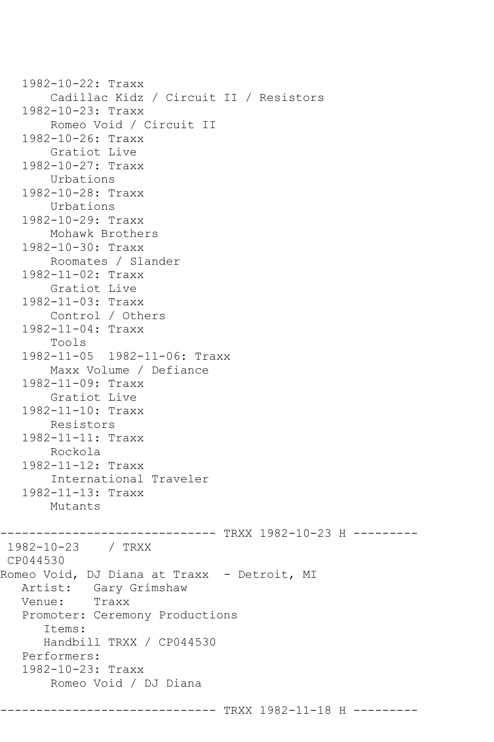```
   1982-10-22: Traxx
       Cadillac Kidz / Circuit II / Resistors
   1982-10-23: Traxx
       Romeo Void / Circuit II
   1982-10-26: Traxx
       Gratiot Live
   1982-10-27: Traxx
       Urbations
   1982-10-28: Traxx
       Urbations
   1982-10-29: Traxx
       Mohawk Brothers
   1982-10-30: Traxx
       Roomates / Slander
   1982-11-02: Traxx
       Gratiot Live
   1982-11-03: Traxx
       Control / Others
   1982-11-04: Traxx
       Tools
   1982-11-05  1982-11-06: Traxx
       Maxx Volume / Defiance
   1982-11-09: Traxx
       Gratiot Live
   1982-11-10: Traxx
       Resistors
   1982-11-11: Traxx
       Rockola
   1982-11-12: Traxx
       International Traveler
   1982-11-13: Traxx
       Mutants

------------------------------ TRXX 1982-10-23 H ---------
 1982-10-23    / TRXX
 CP044530
Romeo Void, DJ Diana at Traxx  - Detroit, MI
   Artist:   Gary Grimshaw
   Venue:    Traxx
   Promoter: Ceremony Productions
      Items:
      Handbill TRXX / CP044530
   Performers:
   1982-10-23: Traxx
       Romeo Void / DJ Diana

------------------------------ TRXX 1982-11-18 H ---------
```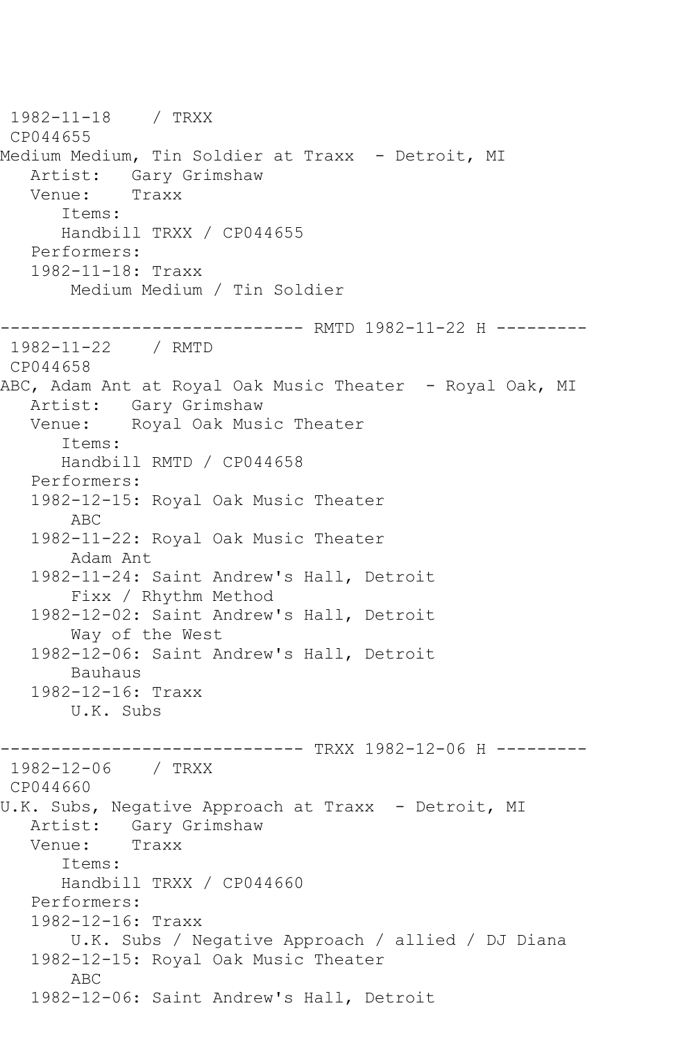```
 1982-11-18    / TRXX
 CP044655
Medium Medium, Tin Soldier at Traxx  - Detroit, MI
   Artist:   Gary Grimshaw
   Venue:    Traxx
      Items:
      Handbill TRXX / CP044655
   Performers:
   1982-11-18: Traxx
       Medium Medium / Tin Soldier

------------------------------ RMTD 1982-11-22 H ---------
 1982-11-22    / RMTD
 CP044658
ABC, Adam Ant at Royal Oak Music Theater  - Royal Oak, MI
   Artist:   Gary Grimshaw
   Venue:    Royal Oak Music Theater
      Items:
      Handbill RMTD / CP044658
   Performers:
   1982-12-15: Royal Oak Music Theater
       ABC
   1982-11-22: Royal Oak Music Theater
       Adam Ant
   1982-11-24: Saint Andrew's Hall, Detroit
       Fixx / Rhythm Method
   1982-12-02: Saint Andrew's Hall, Detroit
       Way of the West
   1982-12-06: Saint Andrew's Hall, Detroit
       Bauhaus
   1982-12-16: Traxx
       U.K. Subs

------------------------------ TRXX 1982-12-06 H ---------
 1982-12-06    / TRXX
 CP044660
U.K. Subs, Negative Approach at Traxx  - Detroit, MI
   Artist:   Gary Grimshaw
   Venue:    Traxx
      Items:
      Handbill TRXX / CP044660
   Performers:
   1982-12-16: Traxx
       U.K. Subs / Negative Approach / allied / DJ Diana
   1982-12-15: Royal Oak Music Theater
       ABC
   1982-12-06: Saint Andrew's Hall, Detroit
```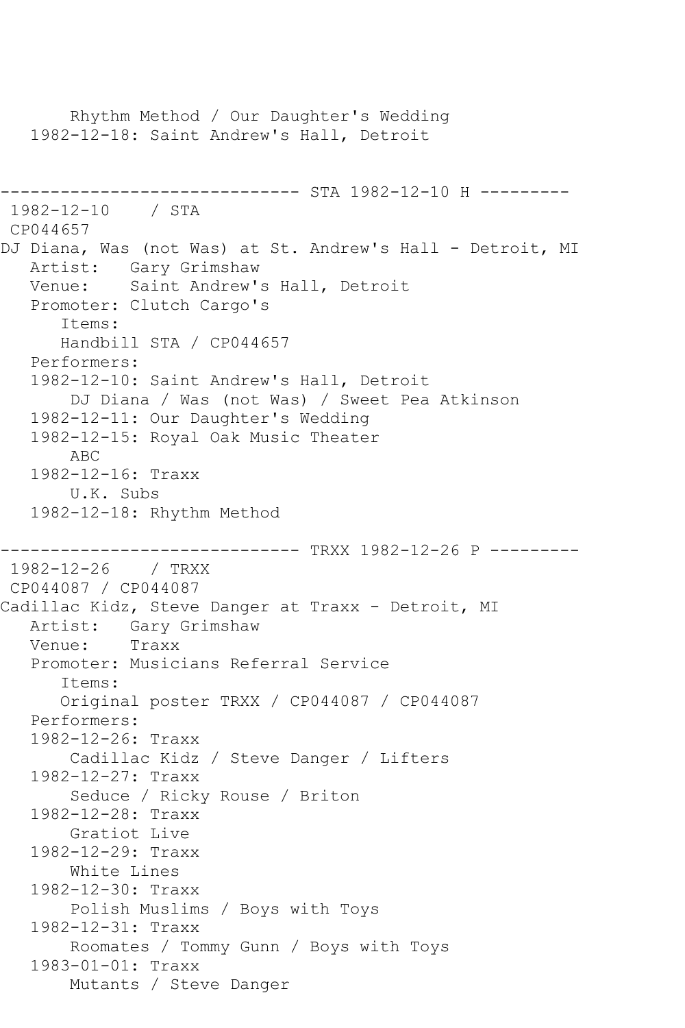```
      Rhythm Method / Our Daughter's Wedding
   1982-12-18: Saint Andrew's Hall, Detroit


------------------------------ STA 1982-12-10 H ---------
 1982-12-10    / STA
 CP044657
DJ Diana, Was (not Was) at St. Andrew's Hall - Detroit, MI
   Artist:   Gary Grimshaw
   Venue:    Saint Andrew's Hall, Detroit
   Promoter: Clutch Cargo's
      Items:
      Handbill STA / CP044657
   Performers:
   1982-12-10: Saint Andrew's Hall, Detroit
       DJ Diana / Was (not Was) / Sweet Pea Atkinson
   1982-12-11: Our Daughter's Wedding
   1982-12-15: Royal Oak Music Theater
       ABC
   1982-12-16: Traxx
       U.K. Subs
   1982-12-18: Rhythm Method

------------------------------ TRXX 1982-12-26 P ---------
 1982-12-26    / TRXX
 CP044087 / CP044087
Cadillac Kidz, Steve Danger at Traxx - Detroit, MI
   Artist:   Gary Grimshaw
   Venue:    Traxx
   Promoter: Musicians Referral Service
      Items:
      Original poster TRXX / CP044087 / CP044087
   Performers:
   1982-12-26: Traxx
       Cadillac Kidz / Steve Danger / Lifters
   1982-12-27: Traxx
       Seduce / Ricky Rouse / Briton
   1982-12-28: Traxx
       Gratiot Live
   1982-12-29: Traxx
       White Lines
   1982-12-30: Traxx
       Polish Muslims / Boys with Toys
   1982-12-31: Traxx
       Roomates / Tommy Gunn / Boys with Toys
   1983-01-01: Traxx
       Mutants / Steve Danger
```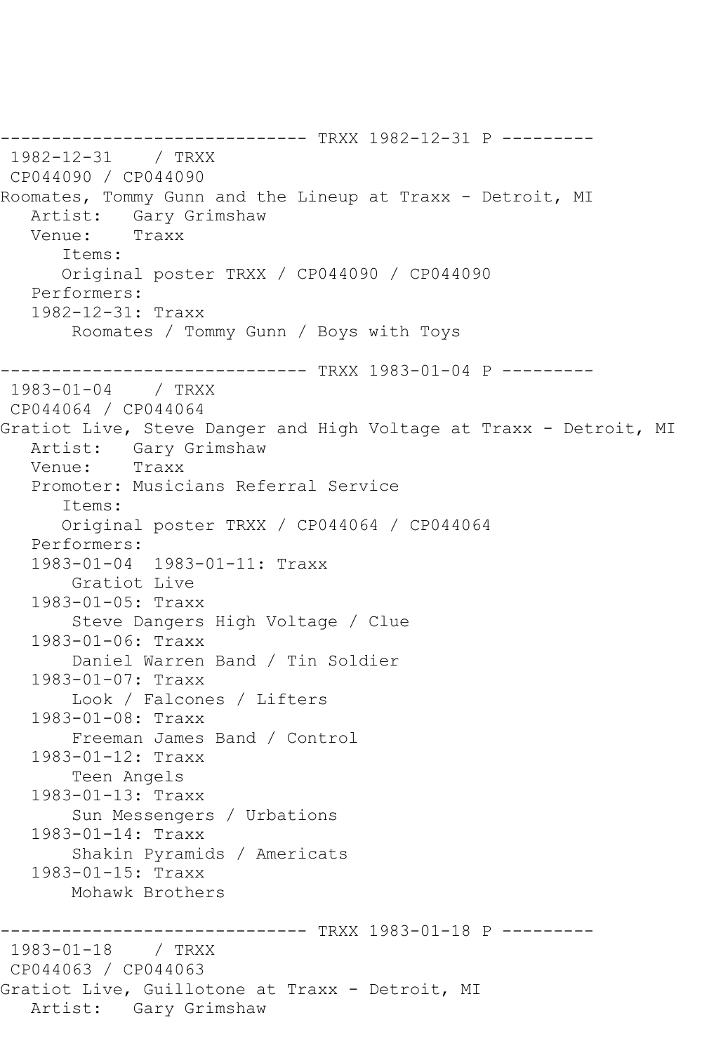```
------------------------------ TRXX 1982-12-31 P ---------
 1982-12-31    / TRXX
 CP044090 / CP044090
Roomates, Tommy Gunn and the Lineup at Traxx - Detroit, MI
   Artist:   Gary Grimshaw
   Venue:    Traxx
      Items:
      Original poster TRXX / CP044090 / CP044090
   Performers:
   1982-12-31: Traxx
       Roomates / Tommy Gunn / Boys with Toys

------------------------------ TRXX 1983-01-04 P ---------
 1983-01-04    / TRXX
 CP044064 / CP044064
Gratiot Live, Steve Danger and High Voltage at Traxx - Detroit, MI
   Artist:   Gary Grimshaw
   Venue:    Traxx
   Promoter: Musicians Referral Service
      Items:
      Original poster TRXX / CP044064 / CP044064
   Performers:
   1983-01-04  1983-01-11: Traxx
       Gratiot Live
   1983-01-05: Traxx
       Steve Dangers High Voltage / Clue
   1983-01-06: Traxx
       Daniel Warren Band / Tin Soldier
   1983-01-07: Traxx
       Look / Falcones / Lifters
   1983-01-08: Traxx
       Freeman James Band / Control
   1983-01-12: Traxx
       Teen Angels
   1983-01-13: Traxx
       Sun Messengers / Urbations
   1983-01-14: Traxx
       Shakin Pyramids / Americats
   1983-01-15: Traxx
       Mohawk Brothers

------------------------------ TRXX 1983-01-18 P ---------
 1983-01-18    / TRXX
 CP044063 / CP044063
Gratiot Live, Guillotone at Traxx - Detroit, MI
   Artist:   Gary Grimshaw
```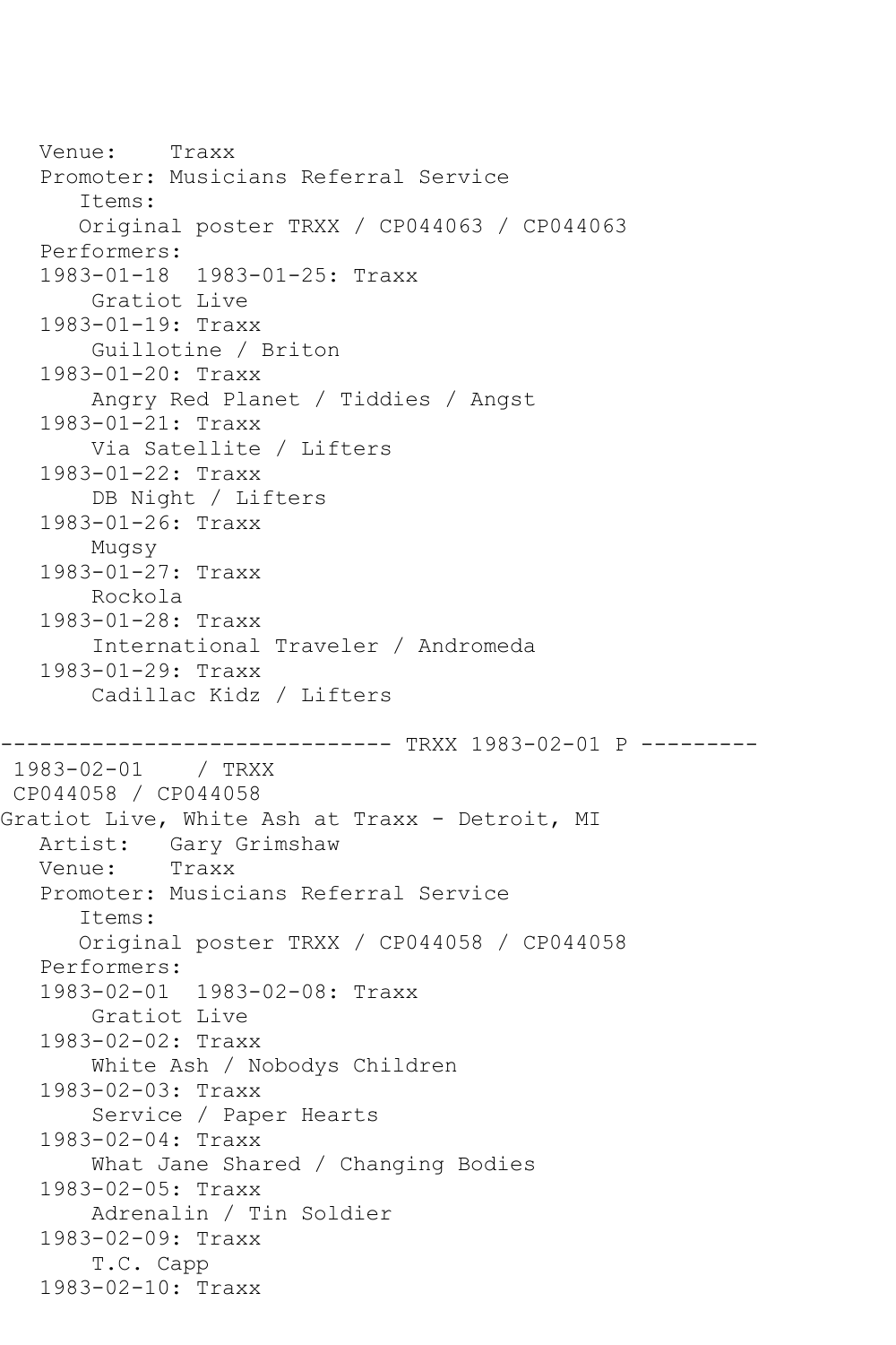```
   Venue:    Traxx
   Promoter: Musicians Referral Service
      Items:
      Original poster TRXX / CP044063 / CP044063
   Performers:
   1983-01-18  1983-01-25: Traxx
       Gratiot Live
   1983-01-19: Traxx
       Guillotine / Briton
   1983-01-20: Traxx
       Angry Red Planet / Tiddies / Angst
   1983-01-21: Traxx
       Via Satellite / Lifters
   1983-01-22: Traxx
       DB Night / Lifters
   1983-01-26: Traxx
       Mugsy
   1983-01-27: Traxx
       Rockola
   1983-01-28: Traxx
       International Traveler / Andromeda
   1983-01-29: Traxx
       Cadillac Kidz / Lifters

------------------------------ TRXX 1983-02-01 P ---------
 1983-02-01    / TRXX
 CP044058 / CP044058
Gratiot Live, White Ash at Traxx - Detroit, MI
   Artist:   Gary Grimshaw
   Venue:    Traxx
   Promoter: Musicians Referral Service
      Items:
      Original poster TRXX / CP044058 / CP044058
   Performers:
   1983-02-01  1983-02-08: Traxx
       Gratiot Live
   1983-02-02: Traxx
       White Ash / Nobodys Children
   1983-02-03: Traxx
       Service / Paper Hearts
   1983-02-04: Traxx
       What Jane Shared / Changing Bodies
   1983-02-05: Traxx
       Adrenalin / Tin Soldier
   1983-02-09: Traxx
       T.C. Capp
   1983-02-10: Traxx
```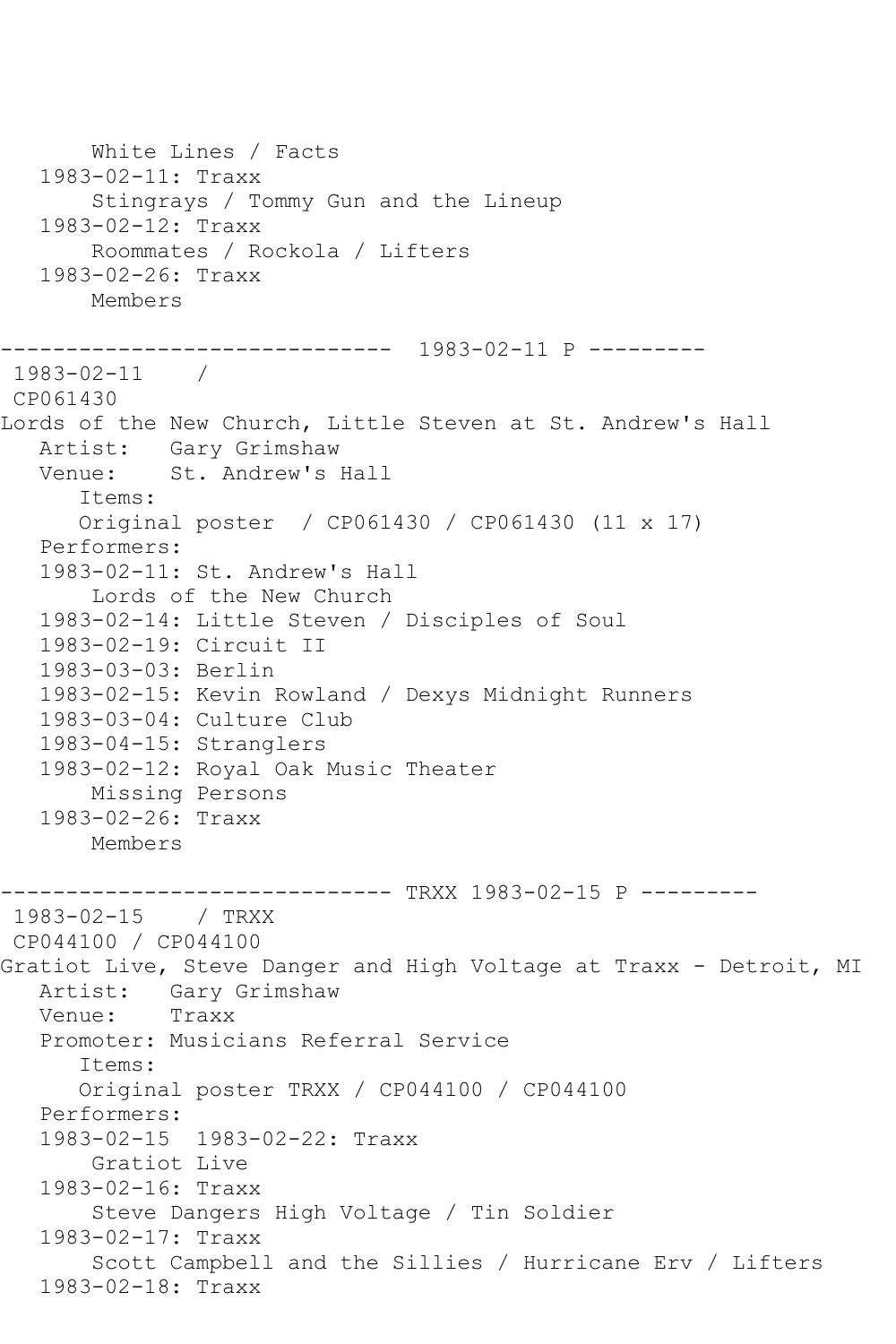```
       White Lines / Facts
   1983-02-11: Traxx
       Stingrays / Tommy Gun and the Lineup
   1983-02-12: Traxx
       Roommates / Rockola / Lifters
   1983-02-26: Traxx
       Members

------------------------------  1983-02-11 P ---------
 1983-02-11    / 
 CP061430
Lords of the New Church, Little Steven at St. Andrew's Hall
   Artist:   Gary Grimshaw
   Venue:    St. Andrew's Hall
      Items:
      Original poster  / CP061430 / CP061430 (11 x 17)
   Performers:
   1983-02-11: St. Andrew's Hall
       Lords of the New Church
   1983-02-14: Little Steven / Disciples of Soul
   1983-02-19: Circuit II
   1983-03-03: Berlin
   1983-02-15: Kevin Rowland / Dexys Midnight Runners
   1983-03-04: Culture Club
   1983-04-15: Stranglers
   1983-02-12: Royal Oak Music Theater
       Missing Persons
   1983-02-26: Traxx
       Members

------------------------------ TRXX 1983-02-15 P ---------
 1983-02-15    / TRXX
 CP044100 / CP044100
Gratiot Live, Steve Danger and High Voltage at Traxx - Detroit, MI
   Artist:   Gary Grimshaw
   Venue:    Traxx
   Promoter: Musicians Referral Service
      Items:
      Original poster TRXX / CP044100 / CP044100
   Performers:
   1983-02-15  1983-02-22: Traxx
       Gratiot Live
   1983-02-16: Traxx
       Steve Dangers High Voltage / Tin Soldier
   1983-02-17: Traxx
       Scott Campbell and the Sillies / Hurricane Erv / Lifters
   1983-02-18: Traxx
```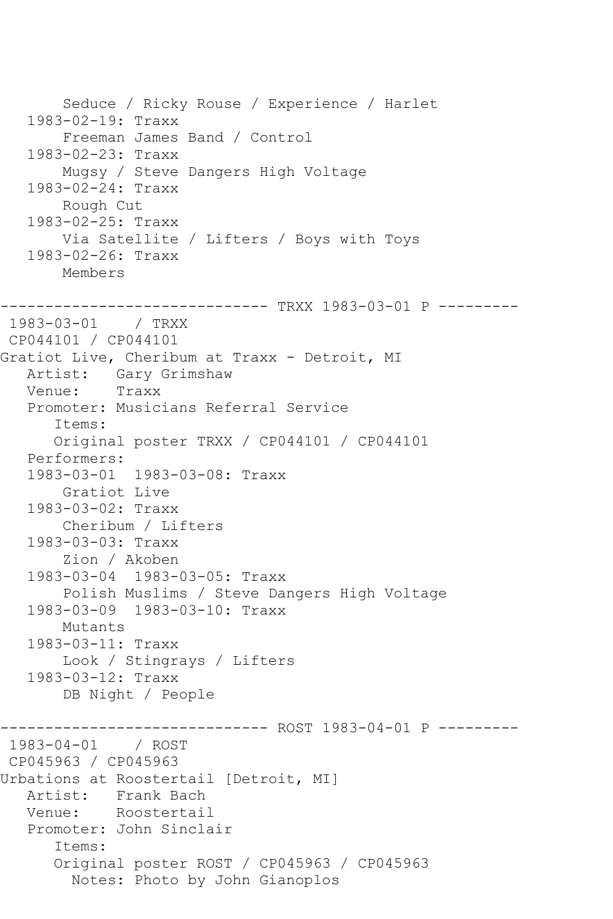```
       Seduce / Ricky Rouse / Experience / Harlet
   1983-02-19: Traxx
       Freeman James Band / Control
   1983-02-23: Traxx
       Mugsy / Steve Dangers High Voltage
   1983-02-24: Traxx
       Rough Cut
   1983-02-25: Traxx
       Via Satellite / Lifters / Boys with Toys
   1983-02-26: Traxx
       Members

------------------------------ TRXX 1983-03-01 P ---------
 1983-03-01    / TRXX
 CP044101 / CP044101
Gratiot Live, Cheribum at Traxx - Detroit, MI
   Artist:   Gary Grimshaw
   Venue:    Traxx
   Promoter: Musicians Referral Service
      Items:
      Original poster TRXX / CP044101 / CP044101
   Performers:
   1983-03-01  1983-03-08: Traxx
       Gratiot Live
   1983-03-02: Traxx
       Cheribum / Lifters
   1983-03-03: Traxx
       Zion / Akoben
   1983-03-04  1983-03-05: Traxx
       Polish Muslims / Steve Dangers High Voltage
   1983-03-09  1983-03-10: Traxx
       Mutants
   1983-03-11: Traxx
       Look / Stingrays / Lifters
   1983-03-12: Traxx
       DB Night / People

------------------------------ ROST 1983-04-01 P ---------
 1983-04-01    / ROST
 CP045963 / CP045963
Urbations at Roostertail [Detroit, MI]
   Artist:   Frank Bach
   Venue:    Roostertail
   Promoter: John Sinclair
      Items:
      Original poster ROST / CP045963 / CP045963
        Notes: Photo by John Gianoplos
```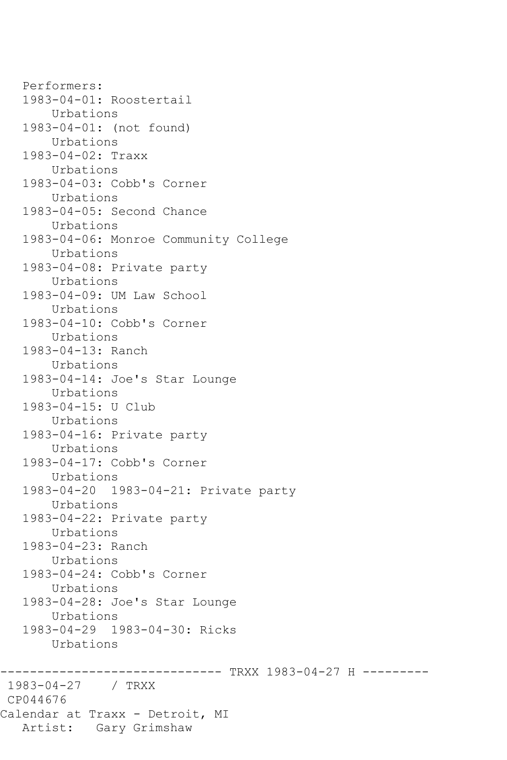```
   Performers:
   1983-04-01: Roostertail
       Urbations
   1983-04-01: (not found)
       Urbations
   1983-04-02: Traxx
       Urbations
   1983-04-03: Cobb's Corner
       Urbations
   1983-04-05: Second Chance
       Urbations
   1983-04-06: Monroe Community College
       Urbations
   1983-04-08: Private party
       Urbations
   1983-04-09: UM Law School
       Urbations
   1983-04-10: Cobb's Corner
       Urbations
   1983-04-13: Ranch
       Urbations
   1983-04-14: Joe's Star Lounge
       Urbations
   1983-04-15: U Club
       Urbations
   1983-04-16: Private party
       Urbations
   1983-04-17: Cobb's Corner
       Urbations
   1983-04-20  1983-04-21: Private party
       Urbations
   1983-04-22: Private party
       Urbations
   1983-04-23: Ranch
       Urbations
   1983-04-24: Cobb's Corner
       Urbations
   1983-04-28: Joe's Star Lounge
       Urbations
   1983-04-29  1983-04-30: Ricks
       Urbations

------------------------------ TRXX 1983-04-27 H ---------
 1983-04-27    / TRXX
 CP044676
Calendar at Traxx - Detroit, MI
   Artist:   Gary Grimshaw
```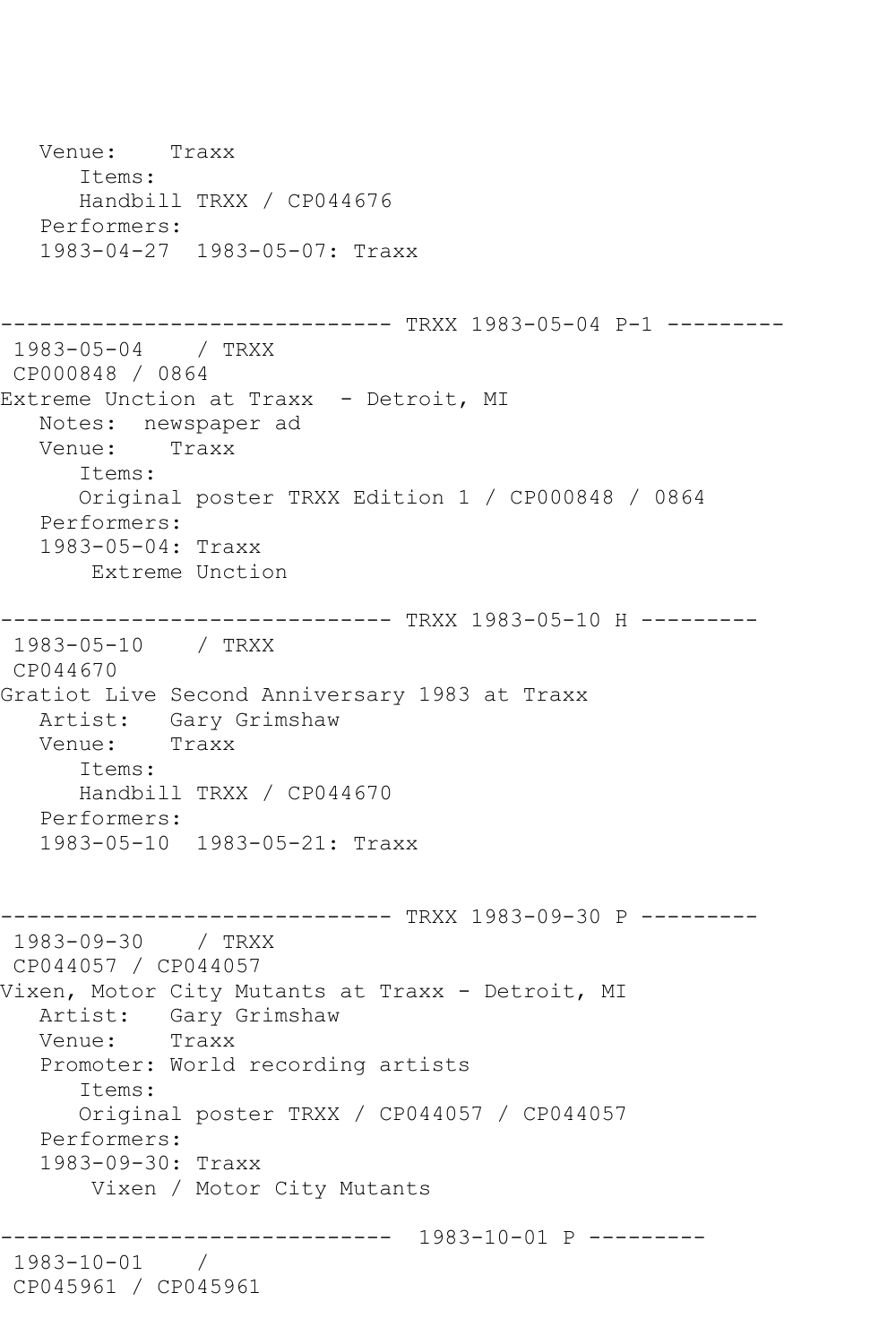```
   Venue:    Traxx
      Items:
      Handbill TRXX / CP044676
   Performers:
   1983-04-27  1983-05-07: Traxx


------------------------------ TRXX 1983-05-04 P-1 ---------
 1983-05-04    / TRXX
 CP000848 / 0864
Extreme Unction at Traxx  - Detroit, MI
   Notes:  newspaper ad
   Venue:    Traxx
      Items:
      Original poster TRXX Edition 1 / CP000848 / 0864
   Performers:
   1983-05-04: Traxx
       Extreme Unction

------------------------------ TRXX 1983-05-10 H ---------
 1983-05-10    / TRXX
 CP044670
Gratiot Live Second Anniversary 1983 at Traxx
   Artist:   Gary Grimshaw
   Venue:    Traxx
      Items:
      Handbill TRXX / CP044670
   Performers:
   1983-05-10  1983-05-21: Traxx


------------------------------ TRXX 1983-09-30 P ---------
 1983-09-30    / TRXX
 CP044057 / CP044057
Vixen, Motor City Mutants at Traxx - Detroit, MI
   Artist:   Gary Grimshaw
   Venue:    Traxx
   Promoter: World recording artists
      Items:
      Original poster TRXX / CP044057 / CP044057
   Performers:
   1983-09-30: Traxx
       Vixen / Motor City Mutants

------------------------------  1983-10-01 P ---------
 1983-10-01    /
 CP045961 / CP045961
```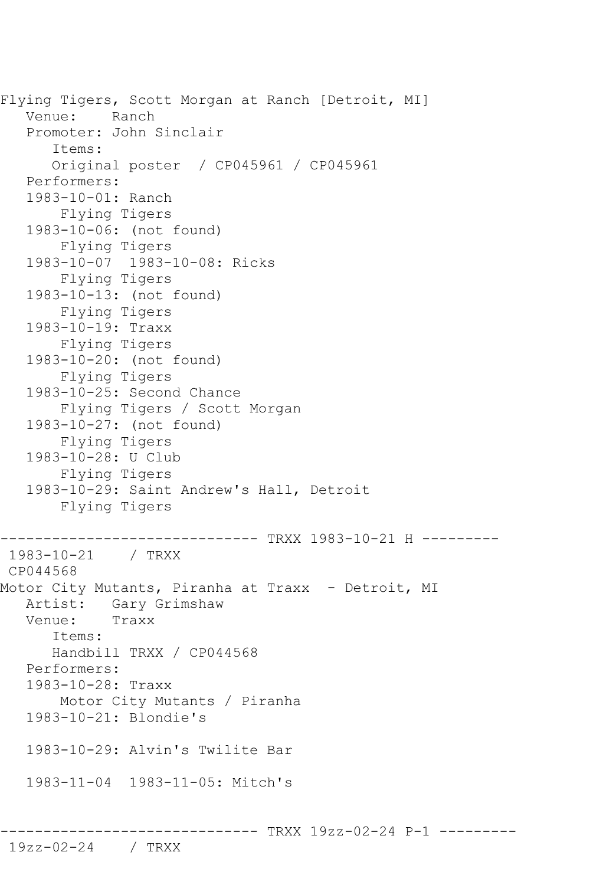```
Flying Tigers, Scott Morgan at Ranch [Detroit, MI]
   Venue:    Ranch
   Promoter: John Sinclair
      Items:
      Original poster  / CP045961 / CP045961
   Performers:
   1983-10-01: Ranch
       Flying Tigers
   1983-10-06: (not found)
       Flying Tigers
   1983-10-07  1983-10-08: Ricks
       Flying Tigers
   1983-10-13: (not found)
       Flying Tigers
   1983-10-19: Traxx
       Flying Tigers
   1983-10-20: (not found)
       Flying Tigers
   1983-10-25: Second Chance
       Flying Tigers / Scott Morgan
   1983-10-27: (not found)
       Flying Tigers
   1983-10-28: U Club
       Flying Tigers
   1983-10-29: Saint Andrew's Hall, Detroit
       Flying Tigers

------------------------------ TRXX 1983-10-21 H ---------
 1983-10-21    / TRXX
 CP044568
Motor City Mutants, Piranha at Traxx  - Detroit, MI
   Artist:   Gary Grimshaw
   Venue:    Traxx
      Items:
      Handbill TRXX / CP044568
   Performers:
   1983-10-28: Traxx
       Motor City Mutants / Piranha
   1983-10-21: Blondie's

   1983-10-29: Alvin's Twilite Bar

   1983-11-04  1983-11-05: Mitch's


------------------------------ TRXX 19zz-02-24 P-1 ---------
 19zz-02-24    / TRXX
```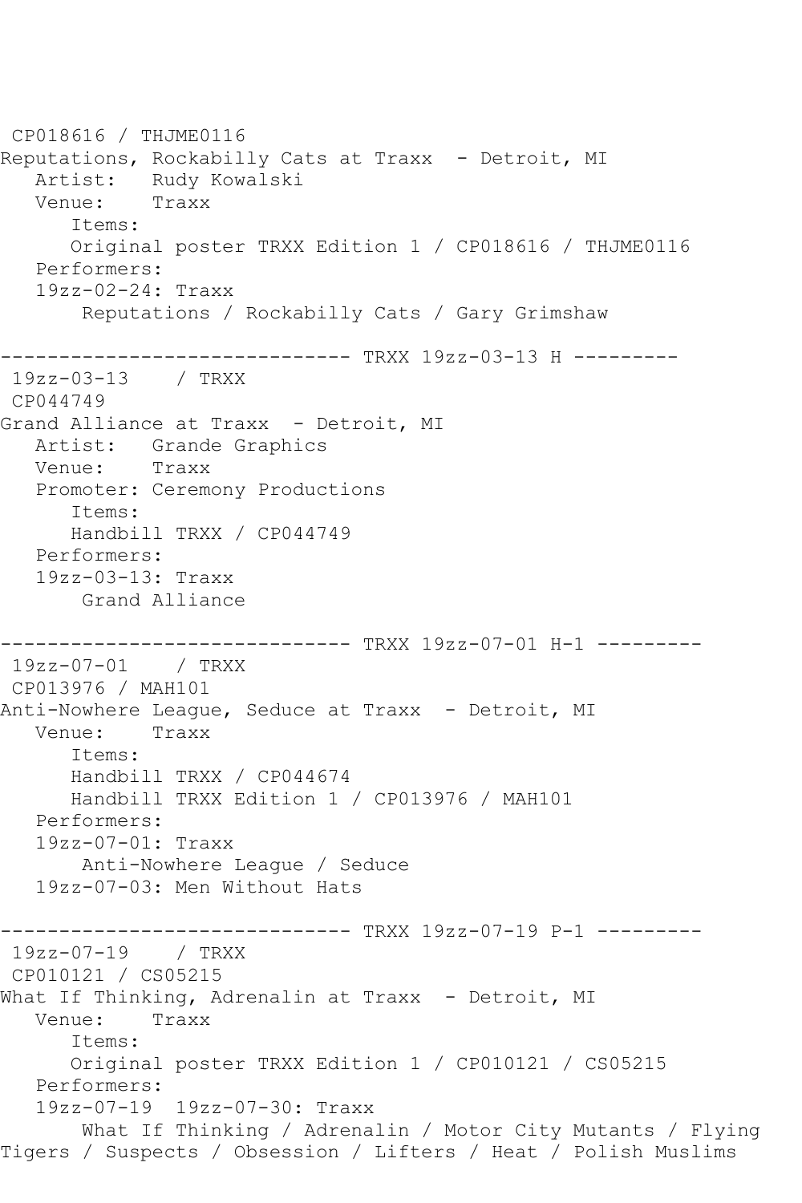CP018616 / THJME0116
Reputations, Rockabilly Cats at Traxx  - Detroit, MI
   Artist:   Rudy Kowalski
   Venue:    Traxx
      Items:
      Original poster TRXX Edition 1 / CP018616 / THJME0116
   Performers:
   19zz-02-24: Traxx
       Reputations / Rockabilly Cats / Gary Grimshaw

------------------------------ TRXX 19zz-03-13 H ---------
19zz-03-13    / TRXX
CP044749
Grand Alliance at Traxx  - Detroit, MI
   Artist:   Grande Graphics
   Venue:    Traxx
   Promoter: Ceremony Productions
      Items:
      Handbill TRXX / CP044749
   Performers:
   19zz-03-13: Traxx
       Grand Alliance

------------------------------ TRXX 19zz-07-01 H-1 ---------
19zz-07-01    / TRXX
CP013976 / MAH101
Anti-Nowhere League, Seduce at Traxx  - Detroit, MI
   Venue:    Traxx
      Items:
      Handbill TRXX / CP044674
      Handbill TRXX Edition 1 / CP013976 / MAH101
   Performers:
   19zz-07-01: Traxx
       Anti-Nowhere League / Seduce
   19zz-07-03: Men Without Hats

------------------------------ TRXX 19zz-07-19 P-1 ---------
19zz-07-19    / TRXX
CP010121 / CS05215
What If Thinking, Adrenalin at Traxx  - Detroit, MI
   Venue:    Traxx
      Items:
      Original poster TRXX Edition 1 / CP010121 / CS05215
   Performers:
   19zz-07-19  19zz-07-30: Traxx
       What If Thinking / Adrenalin / Motor City Mutants / Flying Tigers / Suspects / Obsession / Lifters / Heat / Polish Muslims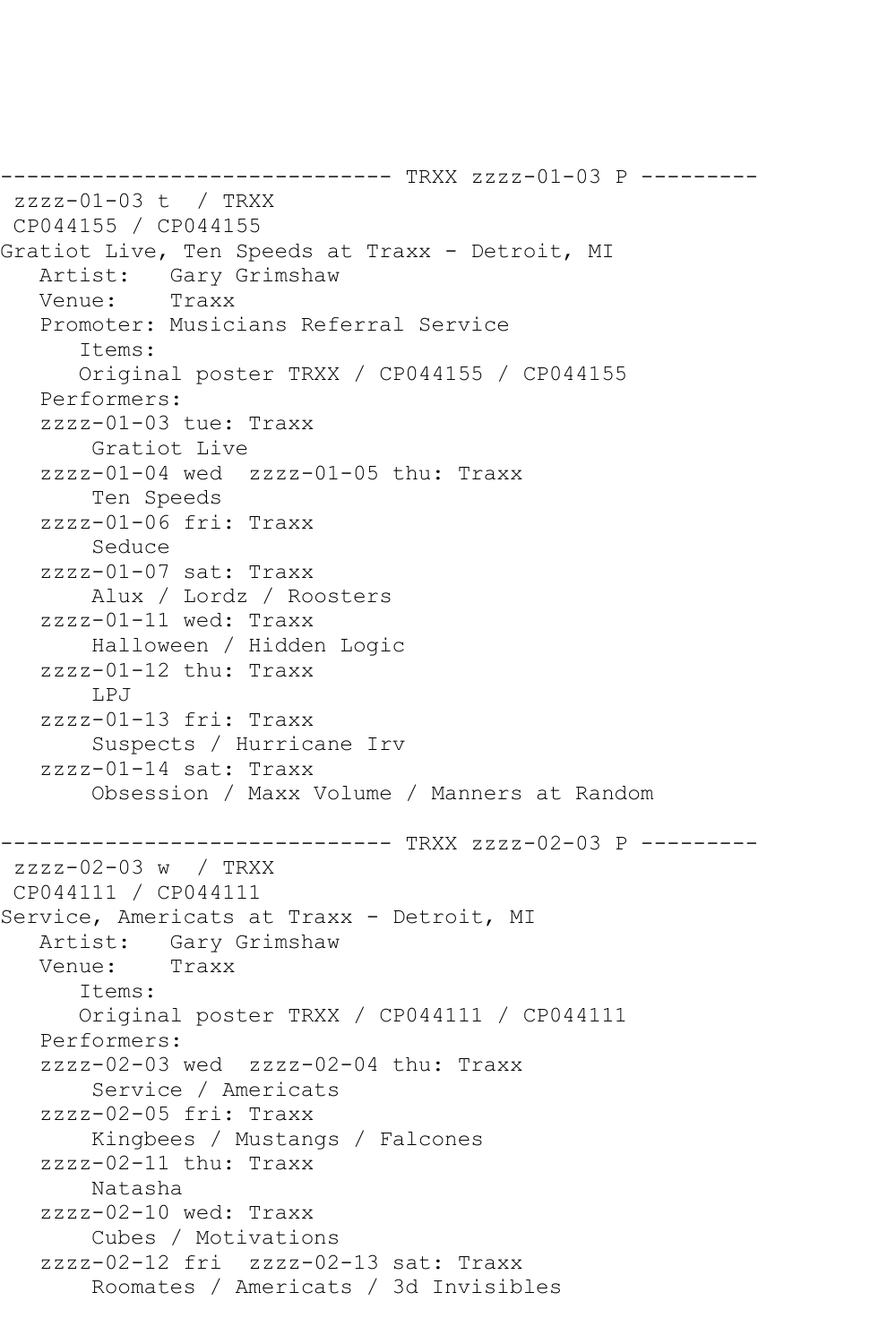```
------------------------------ TRXX zzzz-01-03 P ---------
 zzzz-01-03 t  / TRXX
 CP044155 / CP044155
Gratiot Live, Ten Speeds at Traxx - Detroit, MI
   Artist:   Gary Grimshaw
   Venue:    Traxx
   Promoter: Musicians Referral Service
      Items:
      Original poster TRXX / CP044155 / CP044155
   Performers:
   zzzz-01-03 tue: Traxx
       Gratiot Live
   zzzz-01-04 wed  zzzz-01-05 thu: Traxx
       Ten Speeds
   zzzz-01-06 fri: Traxx
       Seduce
   zzzz-01-07 sat: Traxx
       Alux / Lordz / Roosters
   zzzz-01-11 wed: Traxx
       Halloween / Hidden Logic
   zzzz-01-12 thu: Traxx
       LPJ
   zzzz-01-13 fri: Traxx
       Suspects / Hurricane Irv
   zzzz-01-14 sat: Traxx
       Obsession / Maxx Volume / Manners at Random

------------------------------ TRXX zzzz-02-03 P ---------
 zzzz-02-03 w  / TRXX
 CP044111 / CP044111
Service, Americats at Traxx - Detroit, MI
   Artist:   Gary Grimshaw
   Venue:    Traxx
      Items:
      Original poster TRXX / CP044111 / CP044111
   Performers:
   zzzz-02-03 wed  zzzz-02-04 thu: Traxx
       Service / Americats
   zzzz-02-05 fri: Traxx
       Kingbees / Mustangs / Falcones
   zzzz-02-11 thu: Traxx
       Natasha
   zzzz-02-10 wed: Traxx
       Cubes / Motivations
   zzzz-02-12 fri  zzzz-02-13 sat: Traxx
       Roomates / Americats / 3d Invisibles
```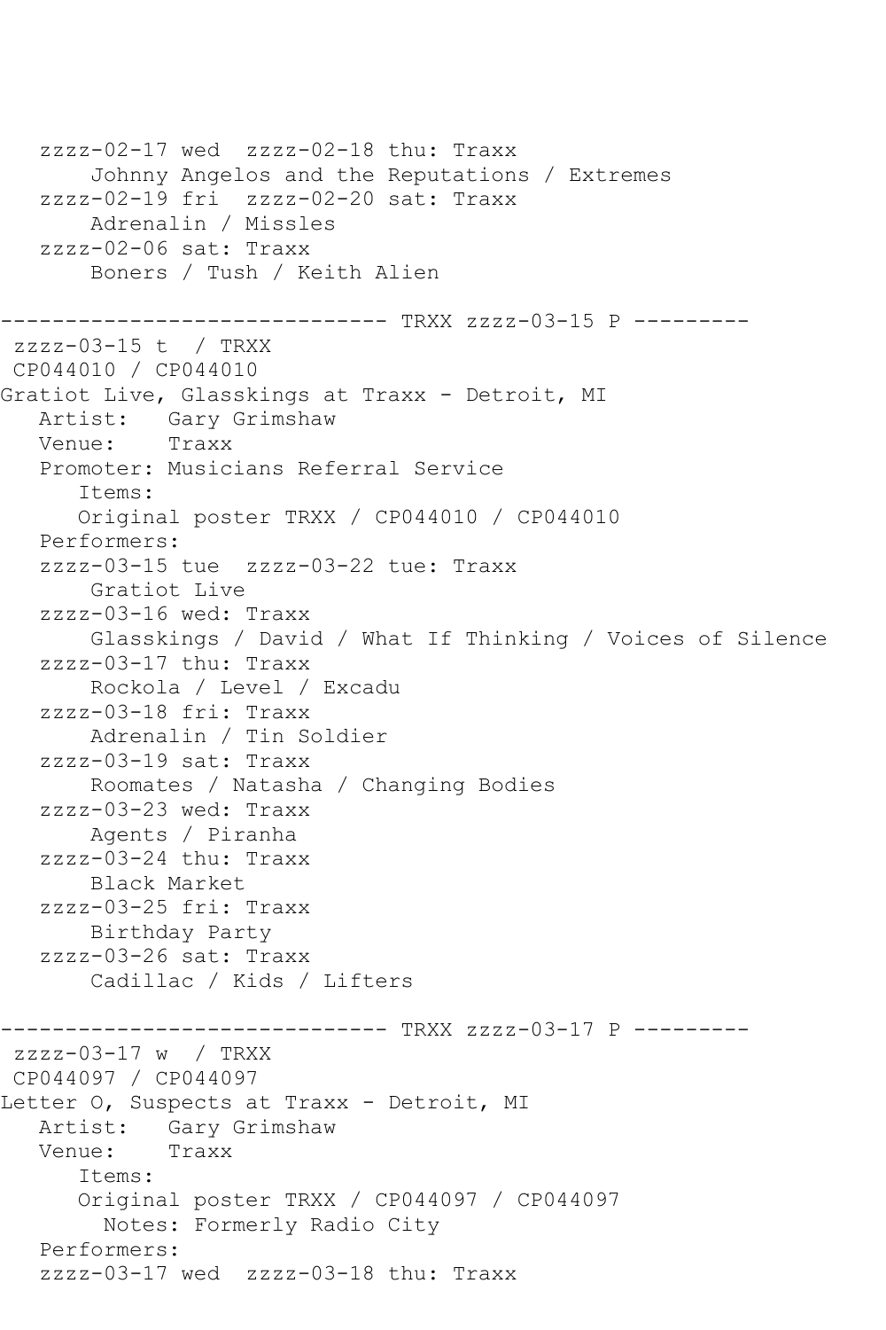```
   zzzz-02-17 wed  zzzz-02-18 thu: Traxx
       Johnny Angelos and the Reputations / Extremes
   zzzz-02-19 fri  zzzz-02-20 sat: Traxx
       Adrenalin / Missles
   zzzz-02-06 sat: Traxx
       Boners / Tush / Keith Alien

------------------------------ TRXX zzzz-03-15 P ---------
 zzzz-03-15 t  / TRXX
 CP044010 / CP044010
Gratiot Live, Glasskings at Traxx - Detroit, MI
   Artist:   Gary Grimshaw
   Venue:    Traxx
   Promoter: Musicians Referral Service
      Items:
      Original poster TRXX / CP044010 / CP044010
   Performers:
   zzzz-03-15 tue  zzzz-03-22 tue: Traxx
       Gratiot Live
   zzzz-03-16 wed: Traxx
       Glasskings / David / What If Thinking / Voices of Silence
   zzzz-03-17 thu: Traxx
       Rockola / Level / Excadu
   zzzz-03-18 fri: Traxx
       Adrenalin / Tin Soldier
   zzzz-03-19 sat: Traxx
       Roomates / Natasha / Changing Bodies
   zzzz-03-23 wed: Traxx
       Agents / Piranha
   zzzz-03-24 thu: Traxx
       Black Market
   zzzz-03-25 fri: Traxx
       Birthday Party
   zzzz-03-26 sat: Traxx
       Cadillac / Kids / Lifters

------------------------------ TRXX zzzz-03-17 P ---------
 zzzz-03-17 w  / TRXX
 CP044097 / CP044097
Letter O, Suspects at Traxx - Detroit, MI
   Artist:   Gary Grimshaw
   Venue:    Traxx
      Items:
      Original poster TRXX / CP044097 / CP044097
        Notes: Formerly Radio City
   Performers:
   zzzz-03-17 wed  zzzz-03-18 thu: Traxx
```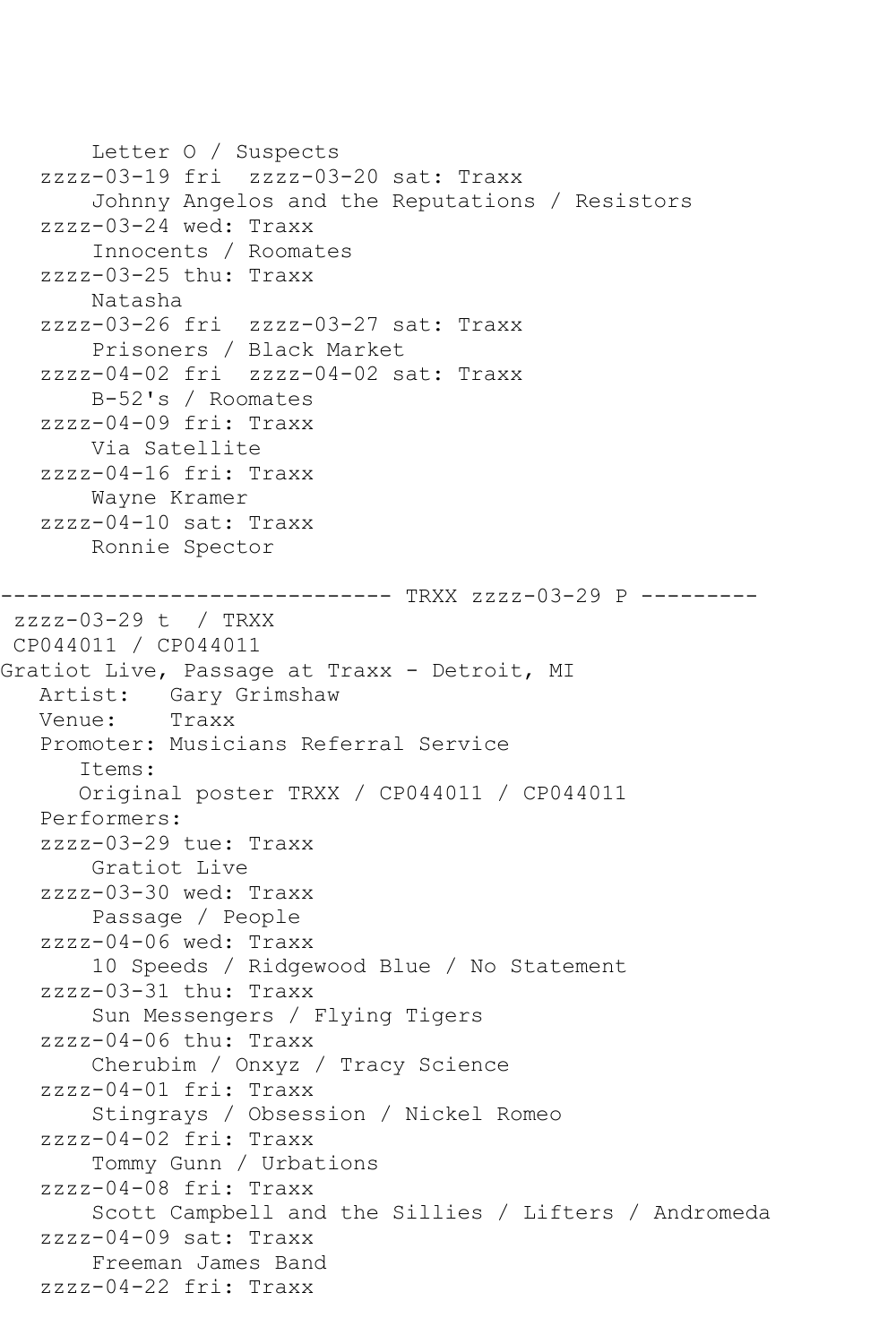```
       Letter O / Suspects
   zzzz-03-19 fri  zzzz-03-20 sat: Traxx
       Johnny Angelos and the Reputations / Resistors
   zzzz-03-24 wed: Traxx
       Innocents / Roomates
   zzzz-03-25 thu: Traxx
       Natasha
   zzzz-03-26 fri  zzzz-03-27 sat: Traxx
       Prisoners / Black Market
   zzzz-04-02 fri  zzzz-04-02 sat: Traxx
       B-52's / Roomates
   zzzz-04-09 fri: Traxx
       Via Satellite
   zzzz-04-16 fri: Traxx
       Wayne Kramer
   zzzz-04-10 sat: Traxx
       Ronnie Spector

------------------------------ TRXX zzzz-03-29 P ---------
 zzzz-03-29 t  / TRXX
 CP044011 / CP044011
Gratiot Live, Passage at Traxx - Detroit, MI
   Artist:   Gary Grimshaw
   Venue:    Traxx
   Promoter: Musicians Referral Service
      Items:
      Original poster TRXX / CP044011 / CP044011
   Performers:
   zzzz-03-29 tue: Traxx
       Gratiot Live
   zzzz-03-30 wed: Traxx
       Passage / People
   zzzz-04-06 wed: Traxx
       10 Speeds / Ridgewood Blue / No Statement
   zzzz-03-31 thu: Traxx
       Sun Messengers / Flying Tigers
   zzzz-04-06 thu: Traxx
       Cherubim / Onxyz / Tracy Science
   zzzz-04-01 fri: Traxx
       Stingrays / Obsession / Nickel Romeo
   zzzz-04-02 fri: Traxx
       Tommy Gunn / Urbations
   zzzz-04-08 fri: Traxx
       Scott Campbell and the Sillies / Lifters / Andromeda
   zzzz-04-09 sat: Traxx
       Freeman James Band
   zzzz-04-22 fri: Traxx
```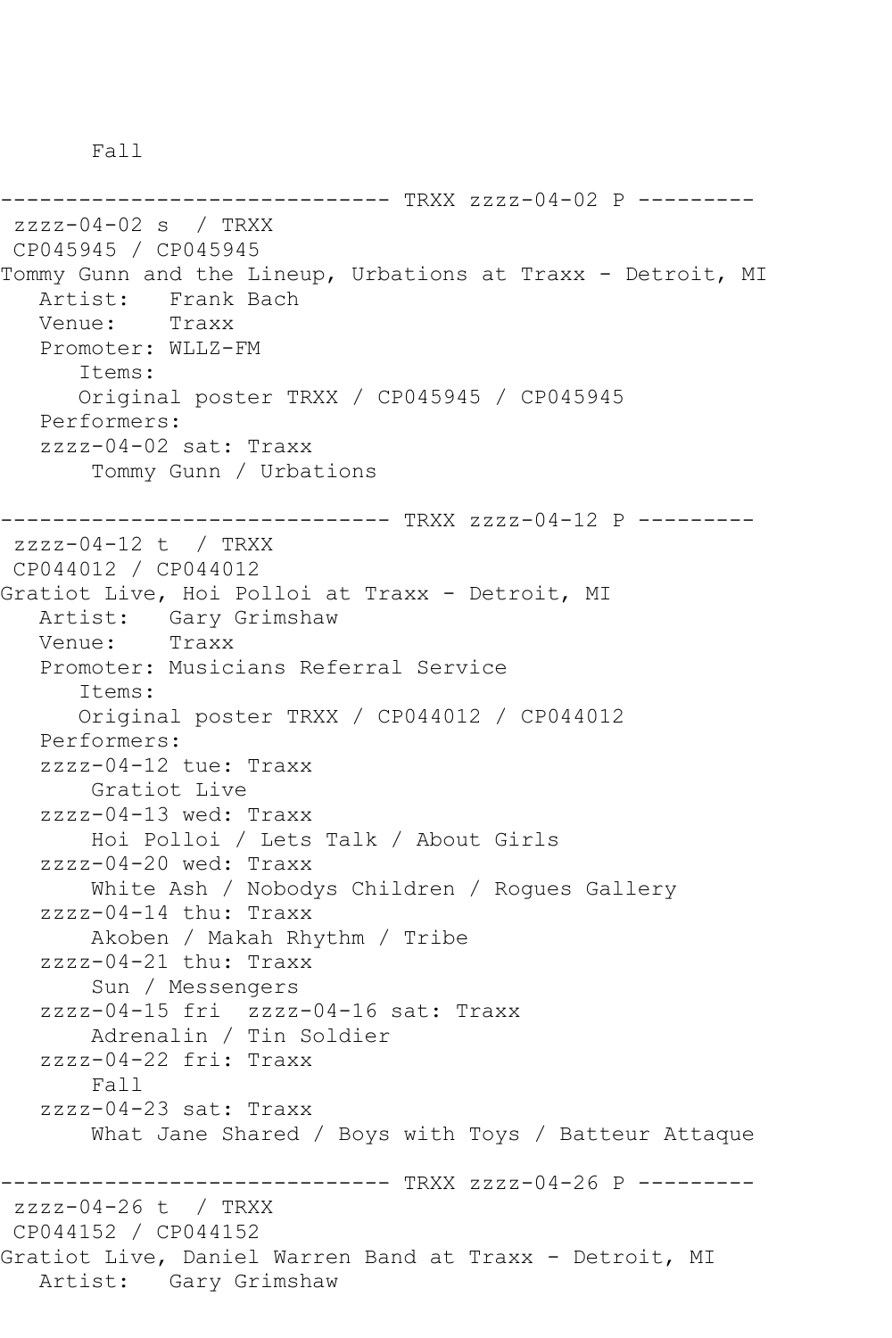```
       Fall

------------------------------ TRXX zzzz-04-02 P ---------
 zzzz-04-02 s  / TRXX
 CP045945 / CP045945
Tommy Gunn and the Lineup, Urbations at Traxx - Detroit, MI
   Artist:   Frank Bach
   Venue:    Traxx
   Promoter: WLLZ-FM
      Items:
      Original poster TRXX / CP045945 / CP045945
   Performers:
   zzzz-04-02 sat: Traxx
       Tommy Gunn / Urbations

------------------------------ TRXX zzzz-04-12 P ---------
 zzzz-04-12 t  / TRXX
 CP044012 / CP044012
Gratiot Live, Hoi Polloi at Traxx - Detroit, MI
   Artist:   Gary Grimshaw
   Venue:    Traxx
   Promoter: Musicians Referral Service
      Items:
      Original poster TRXX / CP044012 / CP044012
   Performers:
   zzzz-04-12 tue: Traxx
       Gratiot Live
   zzzz-04-13 wed: Traxx
       Hoi Polloi / Lets Talk / About Girls
   zzzz-04-20 wed: Traxx
       White Ash / Nobodys Children / Rogues Gallery
   zzzz-04-14 thu: Traxx
       Akoben / Makah Rhythm / Tribe
   zzzz-04-21 thu: Traxx
       Sun / Messengers
   zzzz-04-15 fri  zzzz-04-16 sat: Traxx
       Adrenalin / Tin Soldier
   zzzz-04-22 fri: Traxx
       Fall
   zzzz-04-23 sat: Traxx
       What Jane Shared / Boys with Toys / Batteur Attaque

------------------------------ TRXX zzzz-04-26 P ---------
 zzzz-04-26 t  / TRXX
 CP044152 / CP044152
Gratiot Live, Daniel Warren Band at Traxx - Detroit, MI
   Artist:   Gary Grimshaw
```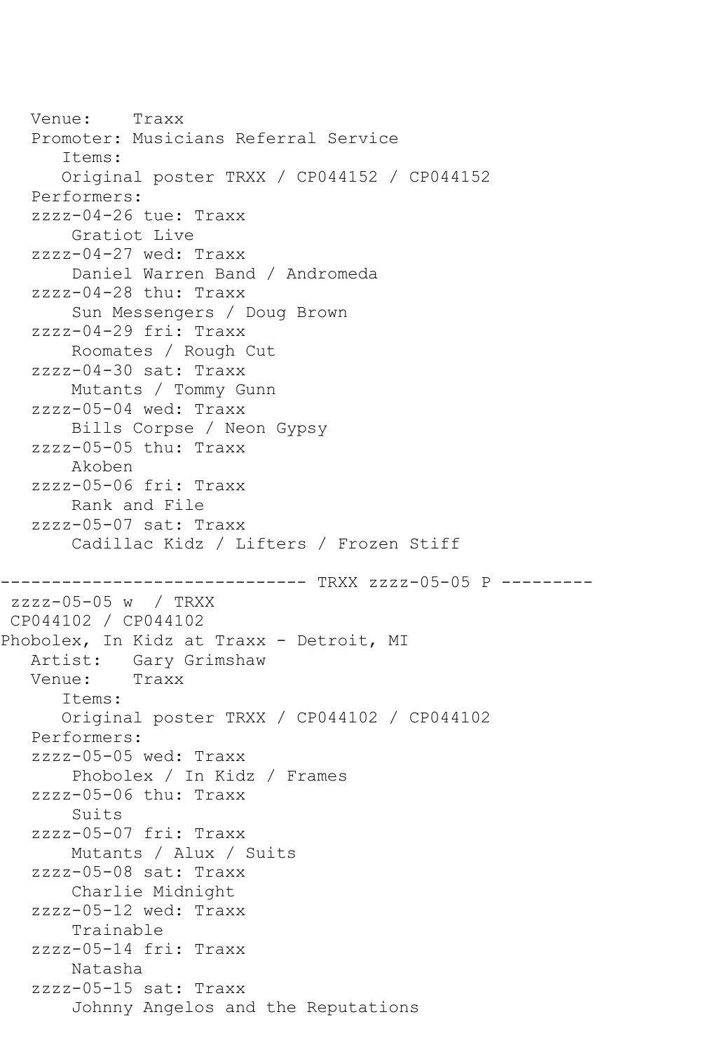```
   Venue:    Traxx
   Promoter: Musicians Referral Service
      Items:
      Original poster TRXX / CP044152 / CP044152
   Performers:
   zzzz-04-26 tue: Traxx
       Gratiot Live
   zzzz-04-27 wed: Traxx
       Daniel Warren Band / Andromeda
   zzzz-04-28 thu: Traxx
       Sun Messengers / Doug Brown
   zzzz-04-29 fri: Traxx
       Roomates / Rough Cut
   zzzz-04-30 sat: Traxx
       Mutants / Tommy Gunn
   zzzz-05-04 wed: Traxx
       Bills Corpse / Neon Gypsy
   zzzz-05-05 thu: Traxx
       Akoben
   zzzz-05-06 fri: Traxx
       Rank and File
   zzzz-05-07 sat: Traxx
       Cadillac Kidz / Lifters / Frozen Stiff

------------------------------ TRXX zzzz-05-05 P ---------
 zzzz-05-05 w  / TRXX
 CP044102 / CP044102
Phobolex, In Kidz at Traxx - Detroit, MI
   Artist:   Gary Grimshaw
   Venue:    Traxx
      Items:
      Original poster TRXX / CP044102 / CP044102
   Performers:
   zzzz-05-05 wed: Traxx
       Phobolex / In Kidz / Frames
   zzzz-05-06 thu: Traxx
       Suits
   zzzz-05-07 fri: Traxx
       Mutants / Alux / Suits
   zzzz-05-08 sat: Traxx
       Charlie Midnight
   zzzz-05-12 wed: Traxx
       Trainable
   zzzz-05-14 fri: Traxx
       Natasha
   zzzz-05-15 sat: Traxx
       Johnny Angelos and the Reputations
```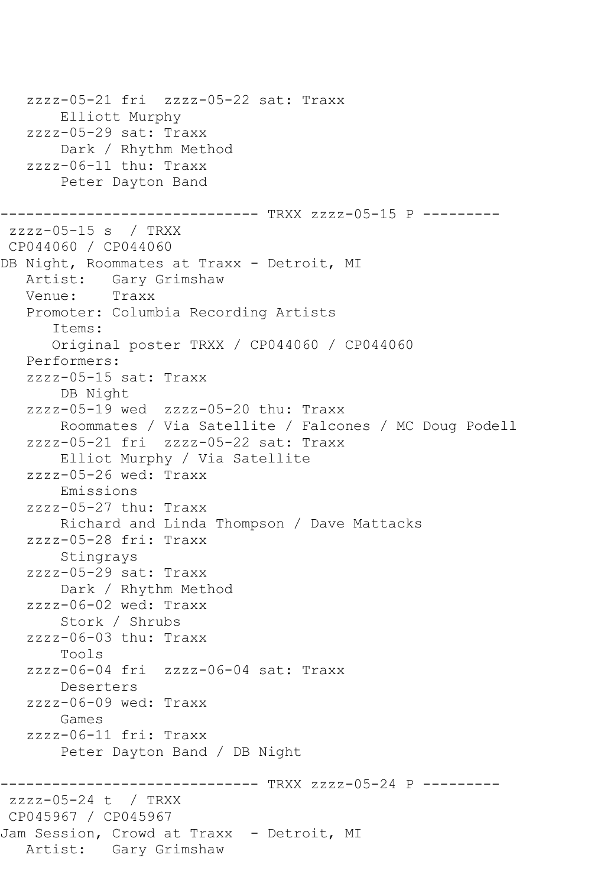```
   zzzz-05-21 fri  zzzz-05-22 sat: Traxx
       Elliott Murphy
   zzzz-05-29 sat: Traxx
       Dark / Rhythm Method
   zzzz-06-11 thu: Traxx
       Peter Dayton Band

------------------------------ TRXX zzzz-05-15 P ---------
 zzzz-05-15 s  / TRXX
 CP044060 / CP044060
DB Night, Roommates at Traxx - Detroit, MI
   Artist:   Gary Grimshaw
   Venue:    Traxx
   Promoter: Columbia Recording Artists
      Items:
      Original poster TRXX / CP044060 / CP044060
   Performers:
   zzzz-05-15 sat: Traxx
       DB Night
   zzzz-05-19 wed  zzzz-05-20 thu: Traxx
       Roommates / Via Satellite / Falcones / MC Doug Podell
   zzzz-05-21 fri  zzzz-05-22 sat: Traxx
       Elliot Murphy / Via Satellite
   zzzz-05-26 wed: Traxx
       Emissions
   zzzz-05-27 thu: Traxx
       Richard and Linda Thompson / Dave Mattacks
   zzzz-05-28 fri: Traxx
       Stingrays
   zzzz-05-29 sat: Traxx
       Dark / Rhythm Method
   zzzz-06-02 wed: Traxx
       Stork / Shrubs
   zzzz-06-03 thu: Traxx
       Tools
   zzzz-06-04 fri  zzzz-06-04 sat: Traxx
       Deserters
   zzzz-06-09 wed: Traxx
       Games
   zzzz-06-11 fri: Traxx
       Peter Dayton Band / DB Night

------------------------------ TRXX zzzz-05-24 P ---------
 zzzz-05-24 t  / TRXX
 CP045967 / CP045967
Jam Session, Crowd at Traxx  - Detroit, MI
   Artist:   Gary Grimshaw
```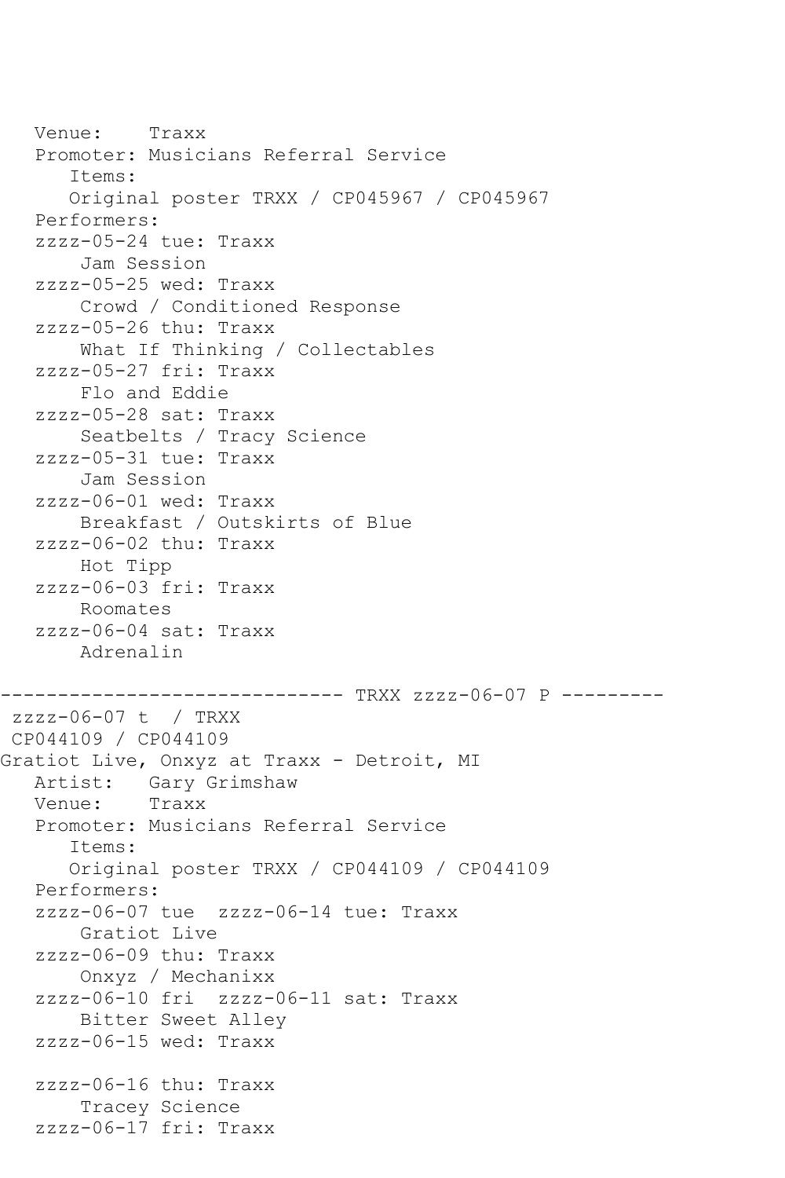```
   Venue:    Traxx
   Promoter: Musicians Referral Service
      Items:
      Original poster TRXX / CP045967 / CP045967
   Performers:
   zzzz-05-24 tue: Traxx
       Jam Session
   zzzz-05-25 wed: Traxx
       Crowd / Conditioned Response
   zzzz-05-26 thu: Traxx
       What If Thinking / Collectables
   zzzz-05-27 fri: Traxx
       Flo and Eddie
   zzzz-05-28 sat: Traxx
       Seatbelts / Tracy Science
   zzzz-05-31 tue: Traxx
       Jam Session
   zzzz-06-01 wed: Traxx
       Breakfast / Outskirts of Blue
   zzzz-06-02 thu: Traxx
       Hot Tipp
   zzzz-06-03 fri: Traxx
       Roomates
   zzzz-06-04 sat: Traxx
       Adrenalin

------------------------------ TRXX zzzz-06-07 P ---------
 zzzz-06-07 t  / TRXX
 CP044109 / CP044109
Gratiot Live, Onxyz at Traxx - Detroit, MI
   Artist:   Gary Grimshaw
   Venue:    Traxx
   Promoter: Musicians Referral Service
      Items:
      Original poster TRXX / CP044109 / CP044109
   Performers:
   zzzz-06-07 tue  zzzz-06-14 tue: Traxx
       Gratiot Live
   zzzz-06-09 thu: Traxx
       Onxyz / Mechanixx
   zzzz-06-10 fri  zzzz-06-11 sat: Traxx
       Bitter Sweet Alley
   zzzz-06-15 wed: Traxx

   zzzz-06-16 thu: Traxx
       Tracey Science
   zzzz-06-17 fri: Traxx
```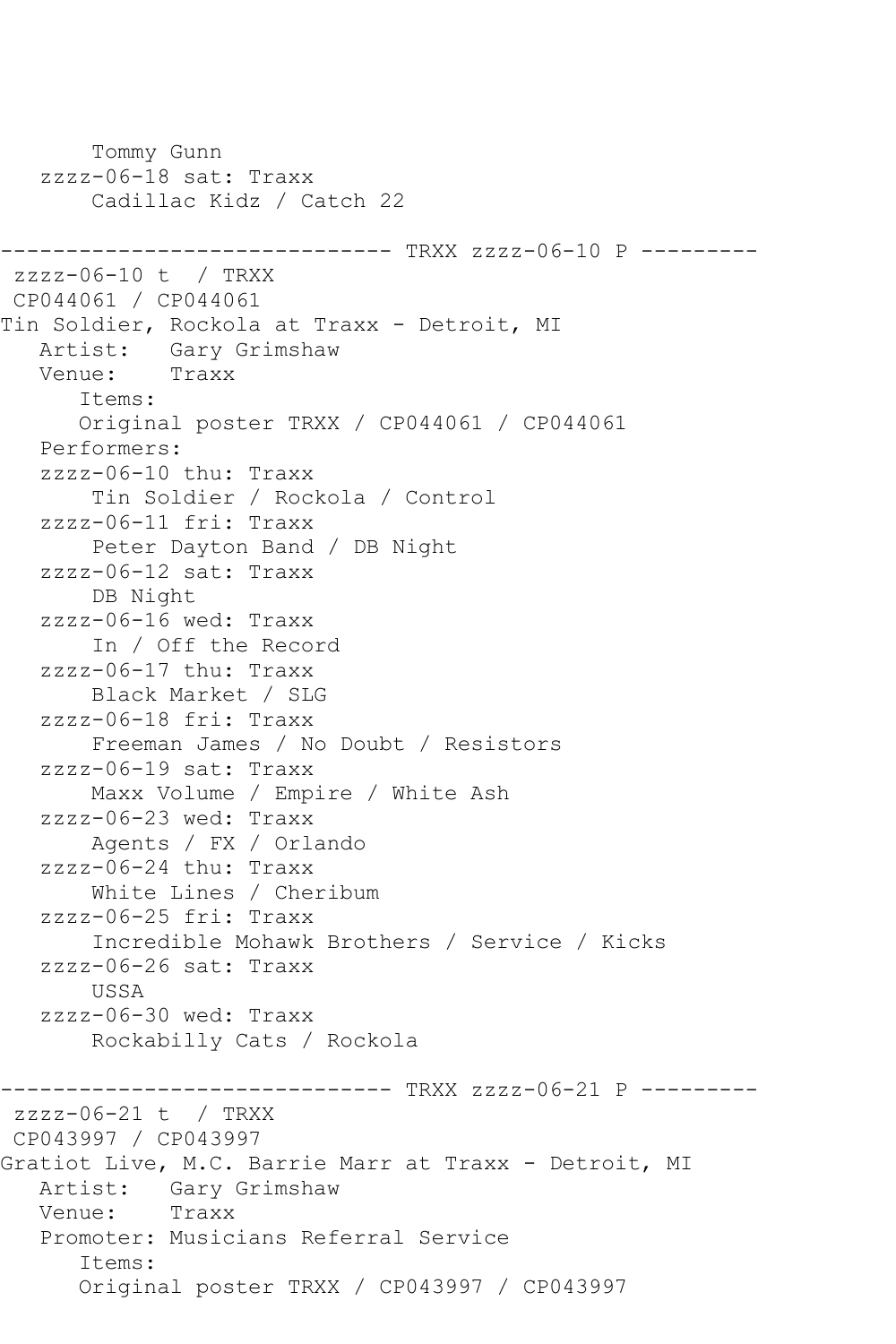```
       Tommy Gunn
   zzzz-06-18 sat: Traxx
       Cadillac Kidz / Catch 22

------------------------------ TRXX zzzz-06-10 P ---------
 zzzz-06-10 t  / TRXX
 CP044061 / CP044061
Tin Soldier, Rockola at Traxx - Detroit, MI
   Artist:   Gary Grimshaw
   Venue:    Traxx
      Items:
      Original poster TRXX / CP044061 / CP044061
   Performers:
   zzzz-06-10 thu: Traxx
       Tin Soldier / Rockola / Control
   zzzz-06-11 fri: Traxx
       Peter Dayton Band / DB Night
   zzzz-06-12 sat: Traxx
       DB Night
   zzzz-06-16 wed: Traxx
       In / Off the Record
   zzzz-06-17 thu: Traxx
       Black Market / SLG
   zzzz-06-18 fri: Traxx
       Freeman James / No Doubt / Resistors
   zzzz-06-19 sat: Traxx
       Maxx Volume / Empire / White Ash
   zzzz-06-23 wed: Traxx
       Agents / FX / Orlando
   zzzz-06-24 thu: Traxx
       White Lines / Cheribum
   zzzz-06-25 fri: Traxx
       Incredible Mohawk Brothers / Service / Kicks
   zzzz-06-26 sat: Traxx
       USSA
   zzzz-06-30 wed: Traxx
       Rockabilly Cats / Rockola

------------------------------ TRXX zzzz-06-21 P ---------
 zzzz-06-21 t  / TRXX
 CP043997 / CP043997
Gratiot Live, M.C. Barrie Marr at Traxx - Detroit, MI
   Artist:   Gary Grimshaw
   Venue:    Traxx
   Promoter: Musicians Referral Service
      Items:
      Original poster TRXX / CP043997 / CP043997
```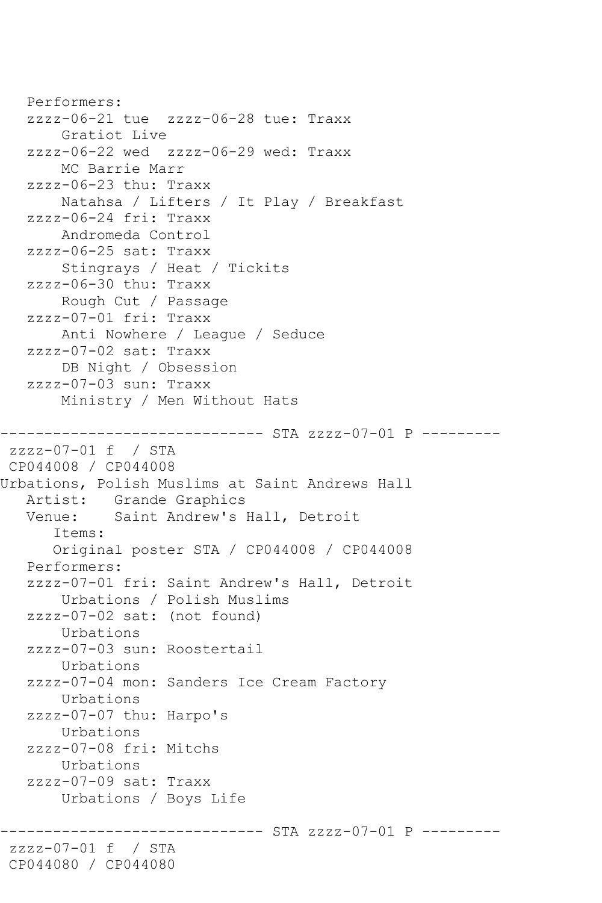```
   Performers:
   zzzz-06-21 tue  zzzz-06-28 tue: Traxx
       Gratiot Live
   zzzz-06-22 wed  zzzz-06-29 wed: Traxx
       MC Barrie Marr
   zzzz-06-23 thu: Traxx
       Natahsa / Lifters / It Play / Breakfast
   zzzz-06-24 fri: Traxx
       Andromeda Control
   zzzz-06-25 sat: Traxx
       Stingrays / Heat / Tickits
   zzzz-06-30 thu: Traxx
       Rough Cut / Passage
   zzzz-07-01 fri: Traxx
       Anti Nowhere / League / Seduce
   zzzz-07-02 sat: Traxx
       DB Night / Obsession
   zzzz-07-03 sun: Traxx
       Ministry / Men Without Hats

------------------------------ STA zzzz-07-01 P ---------
 zzzz-07-01 f  / STA
 CP044008 / CP044008
Urbations, Polish Muslims at Saint Andrews Hall
   Artist:   Grande Graphics
   Venue:    Saint Andrew's Hall, Detroit
      Items:
      Original poster STA / CP044008 / CP044008
   Performers:
   zzzz-07-01 fri: Saint Andrew's Hall, Detroit
       Urbations / Polish Muslims
   zzzz-07-02 sat: (not found)
       Urbations
   zzzz-07-03 sun: Roostertail
       Urbations
   zzzz-07-04 mon: Sanders Ice Cream Factory
       Urbations
   zzzz-07-07 thu: Harpo's
       Urbations
   zzzz-07-08 fri: Mitchs
       Urbations
   zzzz-07-09 sat: Traxx
       Urbations / Boys Life

------------------------------ STA zzzz-07-01 P ---------
 zzzz-07-01 f  / STA
 CP044080 / CP044080
```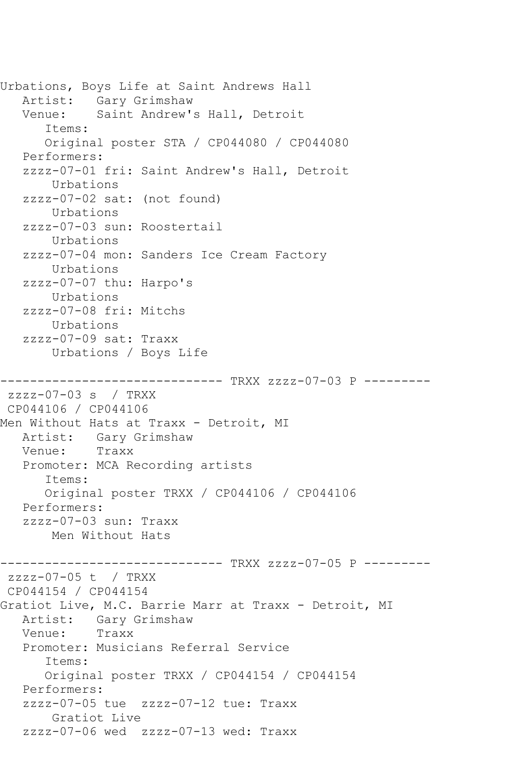```
Urbations, Boys Life at Saint Andrews Hall
   Artist:   Gary Grimshaw
   Venue:    Saint Andrew's Hall, Detroit
      Items:
      Original poster STA / CP044080 / CP044080
   Performers:
   zzzz-07-01 fri: Saint Andrew's Hall, Detroit
       Urbations
   zzzz-07-02 sat: (not found)
       Urbations
   zzzz-07-03 sun: Roostertail
       Urbations
   zzzz-07-04 mon: Sanders Ice Cream Factory
       Urbations
   zzzz-07-07 thu: Harpo's
       Urbations
   zzzz-07-08 fri: Mitchs
       Urbations
   zzzz-07-09 sat: Traxx
       Urbations / Boys Life

------------------------------ TRXX zzzz-07-03 P ---------
 zzzz-07-03 s  / TRXX
 CP044106 / CP044106
Men Without Hats at Traxx - Detroit, MI
   Artist:   Gary Grimshaw
   Venue:    Traxx
   Promoter: MCA Recording artists
      Items:
      Original poster TRXX / CP044106 / CP044106
   Performers:
   zzzz-07-03 sun: Traxx
       Men Without Hats

------------------------------ TRXX zzzz-07-05 P ---------
 zzzz-07-05 t  / TRXX
 CP044154 / CP044154
Gratiot Live, M.C. Barrie Marr at Traxx - Detroit, MI
   Artist:   Gary Grimshaw
   Venue:    Traxx
   Promoter: Musicians Referral Service
      Items:
      Original poster TRXX / CP044154 / CP044154
   Performers:
   zzzz-07-05 tue  zzzz-07-12 tue: Traxx
       Gratiot Live
   zzzz-07-06 wed  zzzz-07-13 wed: Traxx
```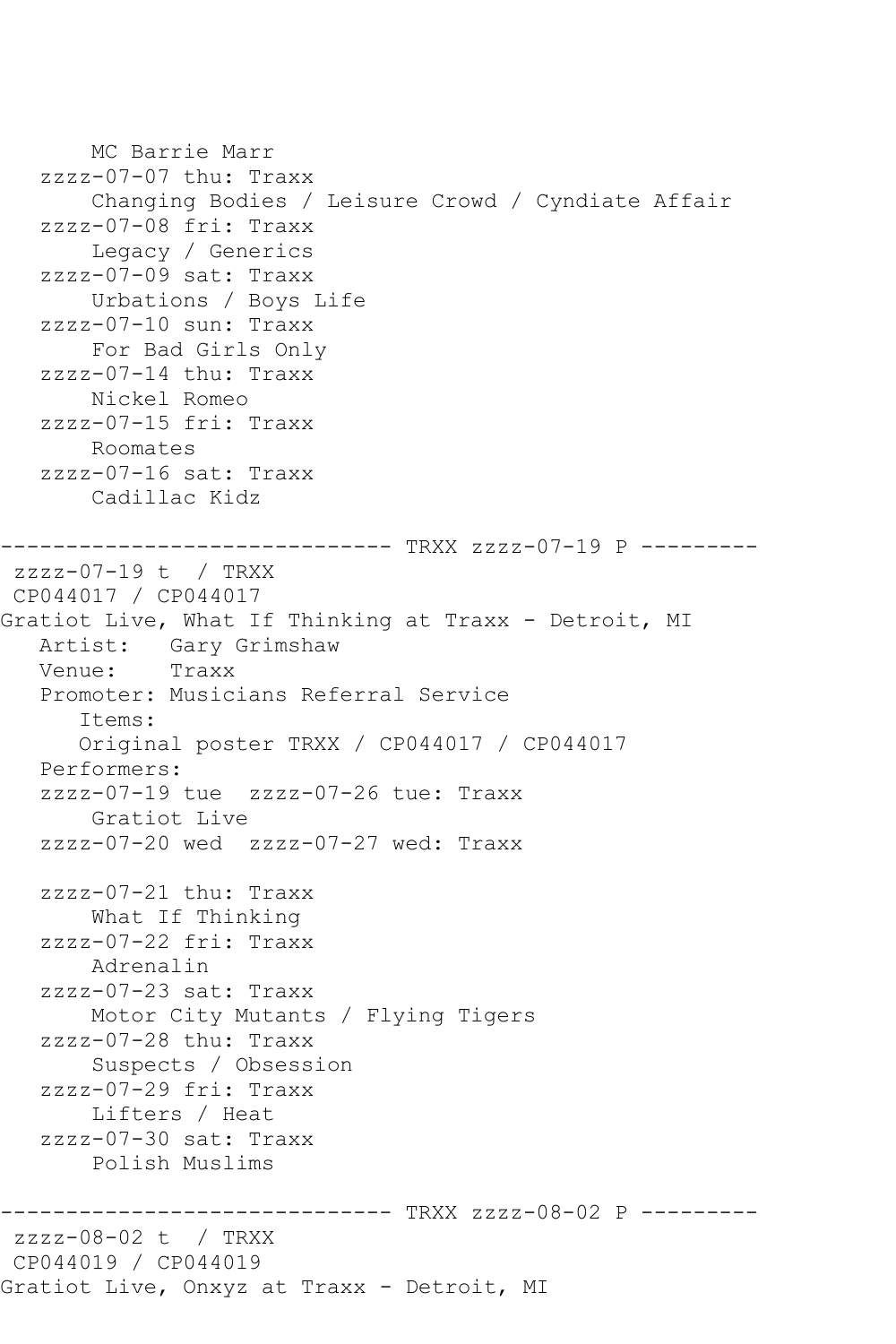```
       MC Barrie Marr
   zzzz-07-07 thu: Traxx
       Changing Bodies / Leisure Crowd / Cyndiate Affair
   zzzz-07-08 fri: Traxx
       Legacy / Generics
   zzzz-07-09 sat: Traxx
       Urbations / Boys Life
   zzzz-07-10 sun: Traxx
       For Bad Girls Only
   zzzz-07-14 thu: Traxx
       Nickel Romeo
   zzzz-07-15 fri: Traxx
       Roomates
   zzzz-07-16 sat: Traxx
       Cadillac Kidz

------------------------------ TRXX zzzz-07-19 P ---------
 zzzz-07-19 t  / TRXX
 CP044017 / CP044017
Gratiot Live, What If Thinking at Traxx - Detroit, MI
   Artist:   Gary Grimshaw
   Venue:    Traxx
   Promoter: Musicians Referral Service
      Items:
      Original poster TRXX / CP044017 / CP044017
   Performers:
   zzzz-07-19 tue  zzzz-07-26 tue: Traxx
       Gratiot Live
   zzzz-07-20 wed  zzzz-07-27 wed: Traxx

   zzzz-07-21 thu: Traxx
       What If Thinking
   zzzz-07-22 fri: Traxx
       Adrenalin
   zzzz-07-23 sat: Traxx
       Motor City Mutants / Flying Tigers
   zzzz-07-28 thu: Traxx
       Suspects / Obsession
   zzzz-07-29 fri: Traxx
       Lifters / Heat
   zzzz-07-30 sat: Traxx
       Polish Muslims

------------------------------ TRXX zzzz-08-02 P ---------
 zzzz-08-02 t  / TRXX
 CP044019 / CP044019
Gratiot Live, Onxyz at Traxx - Detroit, MI
```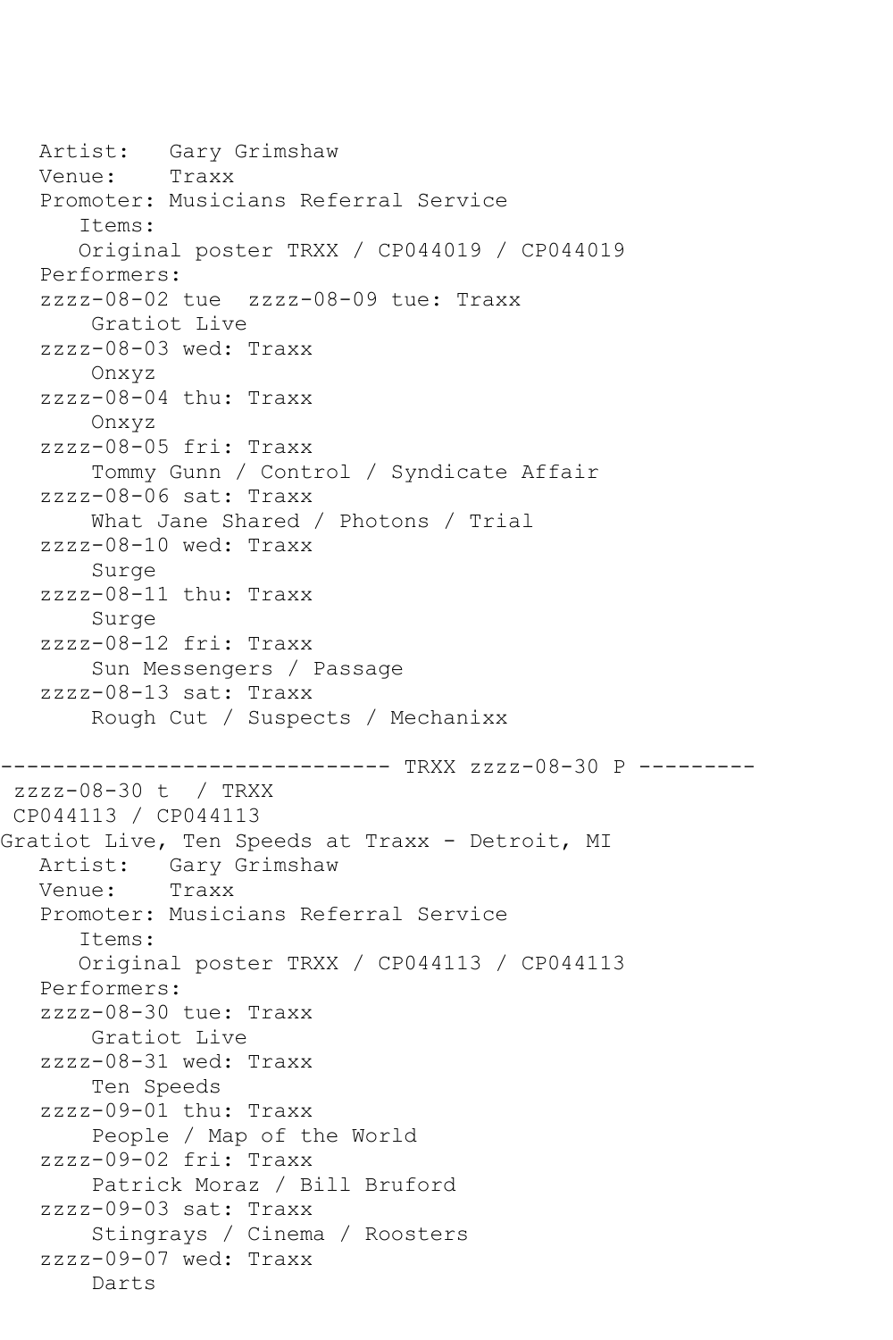```
   Artist:   Gary Grimshaw
   Venue:    Traxx
   Promoter: Musicians Referral Service
      Items:
      Original poster TRXX / CP044019 / CP044019
   Performers:
   zzzz-08-02 tue  zzzz-08-09 tue: Traxx
       Gratiot Live
   zzzz-08-03 wed: Traxx
       Onxyz
   zzzz-08-04 thu: Traxx
       Onxyz
   zzzz-08-05 fri: Traxx
       Tommy Gunn / Control / Syndicate Affair
   zzzz-08-06 sat: Traxx
       What Jane Shared / Photons / Trial
   zzzz-08-10 wed: Traxx
       Surge
   zzzz-08-11 thu: Traxx
       Surge
   zzzz-08-12 fri: Traxx
       Sun Messengers / Passage
   zzzz-08-13 sat: Traxx
       Rough Cut / Suspects / Mechanixx

------------------------------ TRXX zzzz-08-30 P ---------
 zzzz-08-30 t  / TRXX
 CP044113 / CP044113
Gratiot Live, Ten Speeds at Traxx - Detroit, MI
   Artist:   Gary Grimshaw
   Venue:    Traxx
   Promoter: Musicians Referral Service
      Items:
      Original poster TRXX / CP044113 / CP044113
   Performers:
   zzzz-08-30 tue: Traxx
       Gratiot Live
   zzzz-08-31 wed: Traxx
       Ten Speeds
   zzzz-09-01 thu: Traxx
       People / Map of the World
   zzzz-09-02 fri: Traxx
       Patrick Moraz / Bill Bruford
   zzzz-09-03 sat: Traxx
       Stingrays / Cinema / Roosters
   zzzz-09-07 wed: Traxx
       Darts
```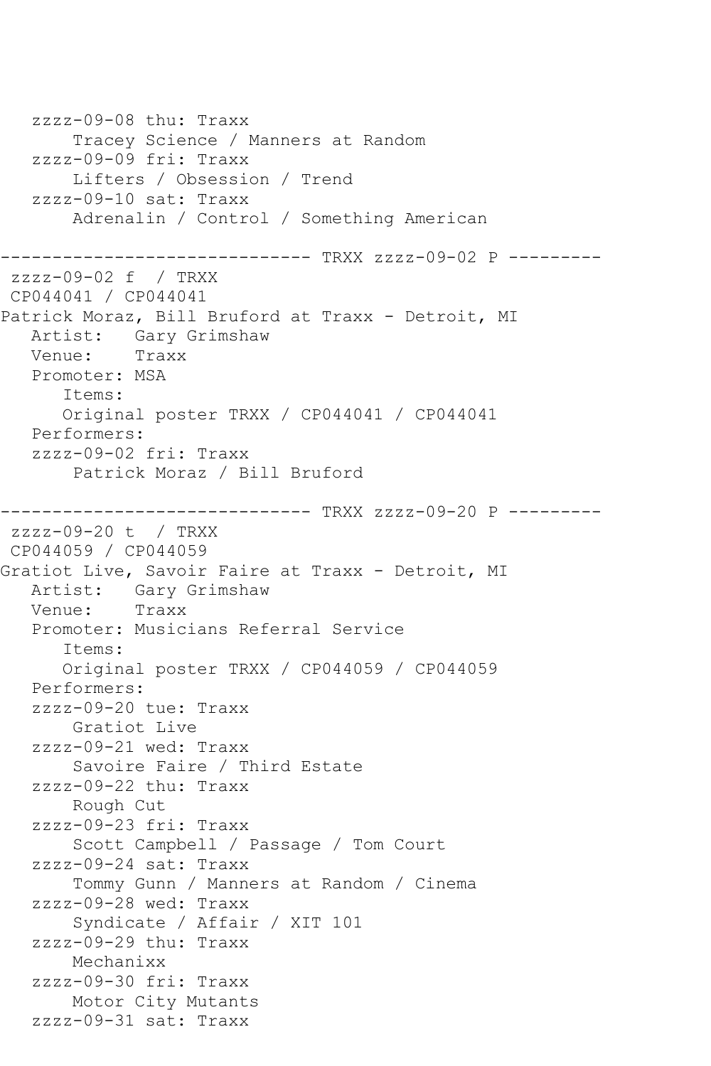```
   zzzz-09-08 thu: Traxx
       Tracey Science / Manners at Random
   zzzz-09-09 fri: Traxx
       Lifters / Obsession / Trend
   zzzz-09-10 sat: Traxx
       Adrenalin / Control / Something American

------------------------------ TRXX zzzz-09-02 P ---------
 zzzz-09-02 f  / TRXX
 CP044041 / CP044041
Patrick Moraz, Bill Bruford at Traxx - Detroit, MI
   Artist:   Gary Grimshaw
   Venue:    Traxx
   Promoter: MSA
      Items:
      Original poster TRXX / CP044041 / CP044041
   Performers:
   zzzz-09-02 fri: Traxx
       Patrick Moraz / Bill Bruford

------------------------------ TRXX zzzz-09-20 P ---------
 zzzz-09-20 t  / TRXX
 CP044059 / CP044059
Gratiot Live, Savoir Faire at Traxx - Detroit, MI
   Artist:   Gary Grimshaw
   Venue:    Traxx
   Promoter: Musicians Referral Service
      Items:
      Original poster TRXX / CP044059 / CP044059
   Performers:
   zzzz-09-20 tue: Traxx
       Gratiot Live
   zzzz-09-21 wed: Traxx
       Savoire Faire / Third Estate
   zzzz-09-22 thu: Traxx
       Rough Cut
   zzzz-09-23 fri: Traxx
       Scott Campbell / Passage / Tom Court
   zzzz-09-24 sat: Traxx
       Tommy Gunn / Manners at Random / Cinema
   zzzz-09-28 wed: Traxx
       Syndicate / Affair / XIT 101
   zzzz-09-29 thu: Traxx
       Mechanixx
   zzzz-09-30 fri: Traxx
       Motor City Mutants
   zzzz-09-31 sat: Traxx
```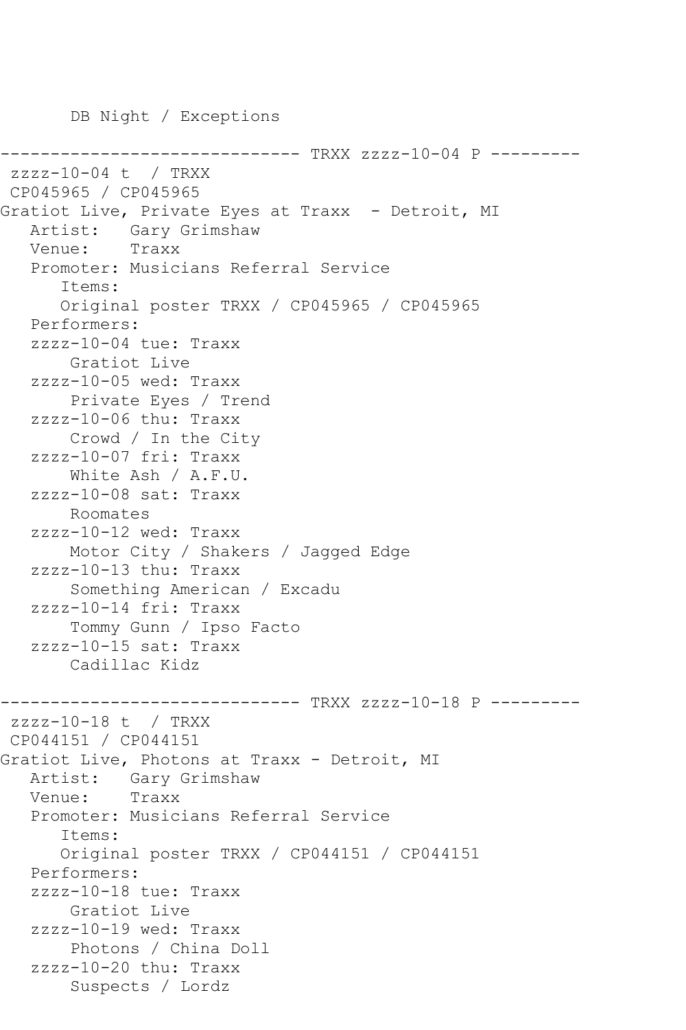DB Night / Exceptions

```
------------------------------ TRXX zzzz-10-04 P ---------
 zzzz-10-04 t  / TRXX
 CP045965 / CP045965
Gratiot Live, Private Eyes at Traxx  - Detroit, MI
   Artist:   Gary Grimshaw
   Venue:    Traxx
   Promoter: Musicians Referral Service
      Items:
      Original poster TRXX / CP045965 / CP045965
   Performers:
   zzzz-10-04 tue: Traxx
       Gratiot Live
   zzzz-10-05 wed: Traxx
       Private Eyes / Trend
   zzzz-10-06 thu: Traxx
       Crowd / In the City
   zzzz-10-07 fri: Traxx
       White Ash / A.F.U.
   zzzz-10-08 sat: Traxx
       Roomates
   zzzz-10-12 wed: Traxx
       Motor City / Shakers / Jagged Edge
   zzzz-10-13 thu: Traxx
       Something American / Excadu
   zzzz-10-14 fri: Traxx
       Tommy Gunn / Ipso Facto
   zzzz-10-15 sat: Traxx
       Cadillac Kidz

------------------------------ TRXX zzzz-10-18 P ---------
 zzzz-10-18 t  / TRXX
 CP044151 / CP044151
Gratiot Live, Photons at Traxx - Detroit, MI
   Artist:   Gary Grimshaw
   Venue:    Traxx
   Promoter: Musicians Referral Service
      Items:
      Original poster TRXX / CP044151 / CP044151
   Performers:
   zzzz-10-18 tue: Traxx
       Gratiot Live
   zzzz-10-19 wed: Traxx
       Photons / China Doll
   zzzz-10-20 thu: Traxx
       Suspects / Lordz
```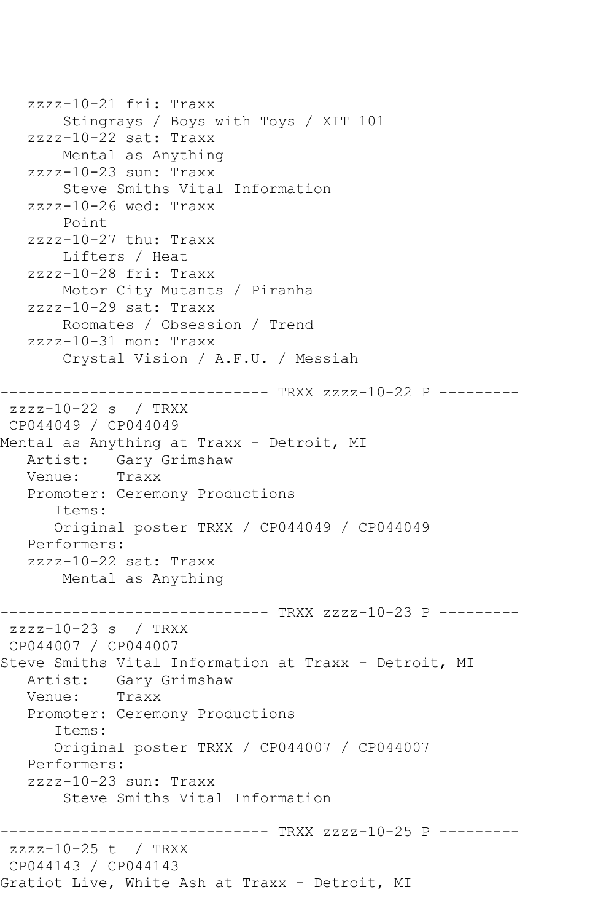```
   zzzz-10-21 fri: Traxx
       Stingrays / Boys with Toys / XIT 101
   zzzz-10-22 sat: Traxx
       Mental as Anything
   zzzz-10-23 sun: Traxx
       Steve Smiths Vital Information
   zzzz-10-26 wed: Traxx
       Point
   zzzz-10-27 thu: Traxx
       Lifters / Heat
   zzzz-10-28 fri: Traxx
       Motor City Mutants / Piranha
   zzzz-10-29 sat: Traxx
       Roomates / Obsession / Trend
   zzzz-10-31 mon: Traxx
       Crystal Vision / A.F.U. / Messiah

------------------------------ TRXX zzzz-10-22 P ---------
 zzzz-10-22 s  / TRXX
 CP044049 / CP044049
Mental as Anything at Traxx - Detroit, MI
   Artist:   Gary Grimshaw
   Venue:    Traxx
   Promoter: Ceremony Productions
      Items:
      Original poster TRXX / CP044049 / CP044049
   Performers:
   zzzz-10-22 sat: Traxx
       Mental as Anything

------------------------------ TRXX zzzz-10-23 P ---------
 zzzz-10-23 s  / TRXX
 CP044007 / CP044007
Steve Smiths Vital Information at Traxx - Detroit, MI
   Artist:   Gary Grimshaw
   Venue:    Traxx
   Promoter: Ceremony Productions
      Items:
      Original poster TRXX / CP044007 / CP044007
   Performers:
   zzzz-10-23 sun: Traxx
       Steve Smiths Vital Information

------------------------------ TRXX zzzz-10-25 P ---------
 zzzz-10-25 t  / TRXX
 CP044143 / CP044143
Gratiot Live, White Ash at Traxx - Detroit, MI
```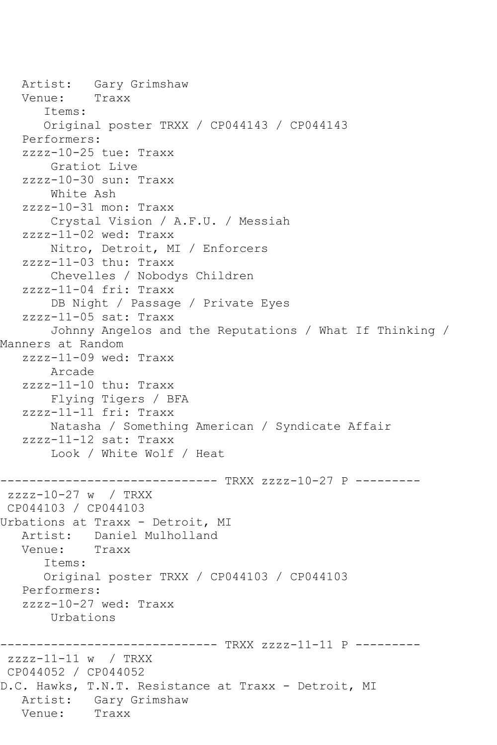```
   Artist:   Gary Grimshaw
   Venue:    Traxx
      Items:
      Original poster TRXX / CP044143 / CP044143
   Performers:
   zzzz-10-25 tue: Traxx
       Gratiot Live
   zzzz-10-30 sun: Traxx
       White Ash
   zzzz-10-31 mon: Traxx
       Crystal Vision / A.F.U. / Messiah
   zzzz-11-02 wed: Traxx
       Nitro, Detroit, MI / Enforcers
   zzzz-11-03 thu: Traxx
       Chevelles / Nobodys Children
   zzzz-11-04 fri: Traxx
       DB Night / Passage / Private Eyes
   zzzz-11-05 sat: Traxx
       Johnny Angelos and the Reputations / What If Thinking /
Manners at Random
   zzzz-11-09 wed: Traxx
       Arcade
   zzzz-11-10 thu: Traxx
       Flying Tigers / BFA
   zzzz-11-11 fri: Traxx
       Natasha / Something American / Syndicate Affair
   zzzz-11-12 sat: Traxx
       Look / White Wolf / Heat

------------------------------ TRXX zzzz-10-27 P ---------
 zzzz-10-27 w  / TRXX
 CP044103 / CP044103
Urbations at Traxx - Detroit, MI
   Artist:   Daniel Mulholland
   Venue:    Traxx
      Items:
      Original poster TRXX / CP044103 / CP044103
   Performers:
   zzzz-10-27 wed: Traxx
       Urbations

------------------------------ TRXX zzzz-11-11 P ---------
 zzzz-11-11 w  / TRXX
 CP044052 / CP044052
D.C. Hawks, T.N.T. Resistance at Traxx - Detroit, MI
   Artist:   Gary Grimshaw
   Venue:    Traxx
```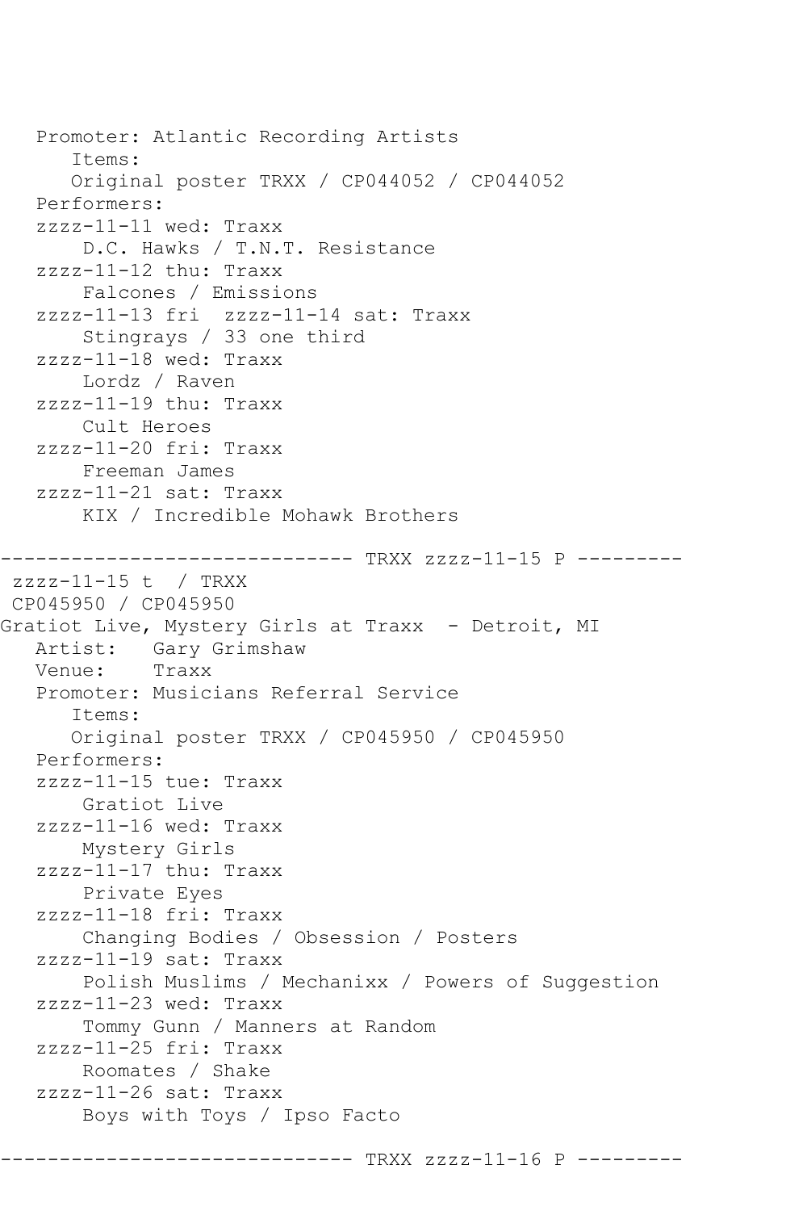```
   Promoter: Atlantic Recording Artists
      Items:
      Original poster TRXX / CP044052 / CP044052
   Performers:
   zzzz-11-11 wed: Traxx
       D.C. Hawks / T.N.T. Resistance
   zzzz-11-12 thu: Traxx
       Falcones / Emissions
   zzzz-11-13 fri  zzzz-11-14 sat: Traxx
       Stingrays / 33 one third
   zzzz-11-18 wed: Traxx
       Lordz / Raven
   zzzz-11-19 thu: Traxx
       Cult Heroes
   zzzz-11-20 fri: Traxx
       Freeman James
   zzzz-11-21 sat: Traxx
       KIX / Incredible Mohawk Brothers

------------------------------ TRXX zzzz-11-15 P ---------
 zzzz-11-15 t  / TRXX
 CP045950 / CP045950
Gratiot Live, Mystery Girls at Traxx  - Detroit, MI
   Artist:   Gary Grimshaw
   Venue:    Traxx
   Promoter: Musicians Referral Service
      Items:
      Original poster TRXX / CP045950 / CP045950
   Performers:
   zzzz-11-15 tue: Traxx
       Gratiot Live
   zzzz-11-16 wed: Traxx
       Mystery Girls
   zzzz-11-17 thu: Traxx
       Private Eyes
   zzzz-11-18 fri: Traxx
       Changing Bodies / Obsession / Posters
   zzzz-11-19 sat: Traxx
       Polish Muslims / Mechanixx / Powers of Suggestion
   zzzz-11-23 wed: Traxx
       Tommy Gunn / Manners at Random
   zzzz-11-25 fri: Traxx
       Roomates / Shake
   zzzz-11-26 sat: Traxx
       Boys with Toys / Ipso Facto

------------------------------ TRXX zzzz-11-16 P ---------
```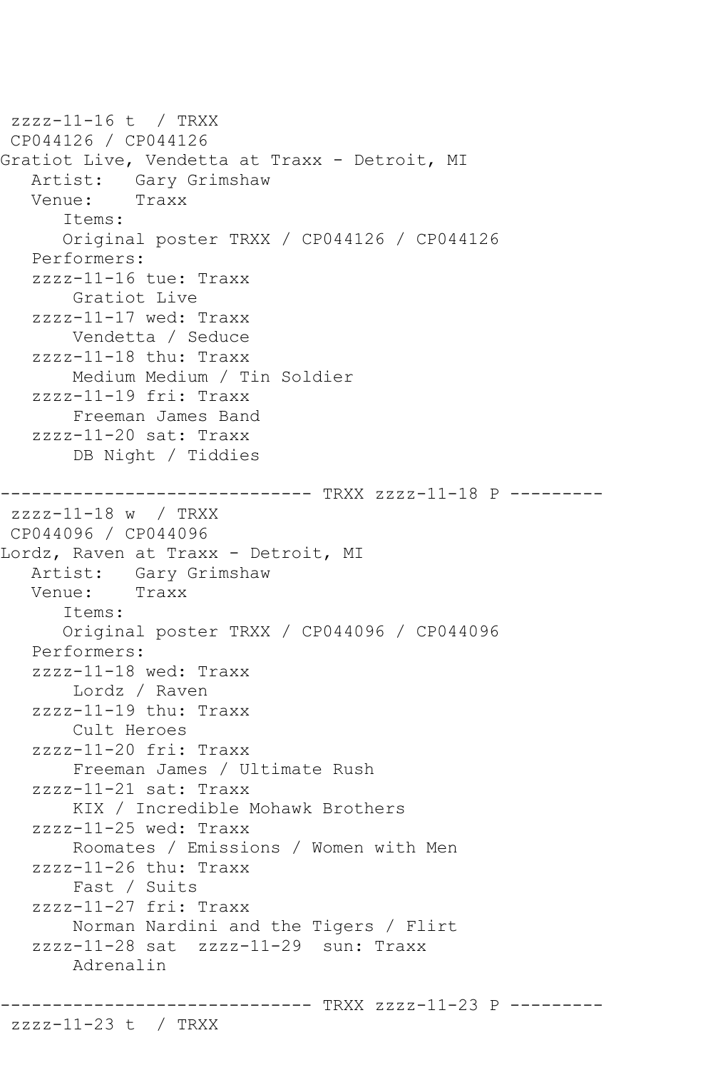```
 zzzz-11-16 t  / TRXX
 CP044126 / CP044126
Gratiot Live, Vendetta at Traxx - Detroit, MI
   Artist:   Gary Grimshaw
   Venue:    Traxx
      Items:
      Original poster TRXX / CP044126 / CP044126
   Performers:
   zzzz-11-16 tue: Traxx
       Gratiot Live
   zzzz-11-17 wed: Traxx
       Vendetta / Seduce
   zzzz-11-18 thu: Traxx
       Medium Medium / Tin Soldier
   zzzz-11-19 fri: Traxx
       Freeman James Band
   zzzz-11-20 sat: Traxx
       DB Night / Tiddies

------------------------------ TRXX zzzz-11-18 P ---------
 zzzz-11-18 w  / TRXX
 CP044096 / CP044096
Lordz, Raven at Traxx - Detroit, MI
   Artist:   Gary Grimshaw
   Venue:    Traxx
      Items:
      Original poster TRXX / CP044096 / CP044096
   Performers:
   zzzz-11-18 wed: Traxx
       Lordz / Raven
   zzzz-11-19 thu: Traxx
       Cult Heroes
   zzzz-11-20 fri: Traxx
       Freeman James / Ultimate Rush
   zzzz-11-21 sat: Traxx
       KIX / Incredible Mohawk Brothers
   zzzz-11-25 wed: Traxx
       Roomates / Emissions / Women with Men
   zzzz-11-26 thu: Traxx
       Fast / Suits
   zzzz-11-27 fri: Traxx
       Norman Nardini and the Tigers / Flirt
   zzzz-11-28 sat  zzzz-11-29  sun: Traxx
       Adrenalin

------------------------------ TRXX zzzz-11-23 P ---------
 zzzz-11-23 t  / TRXX
```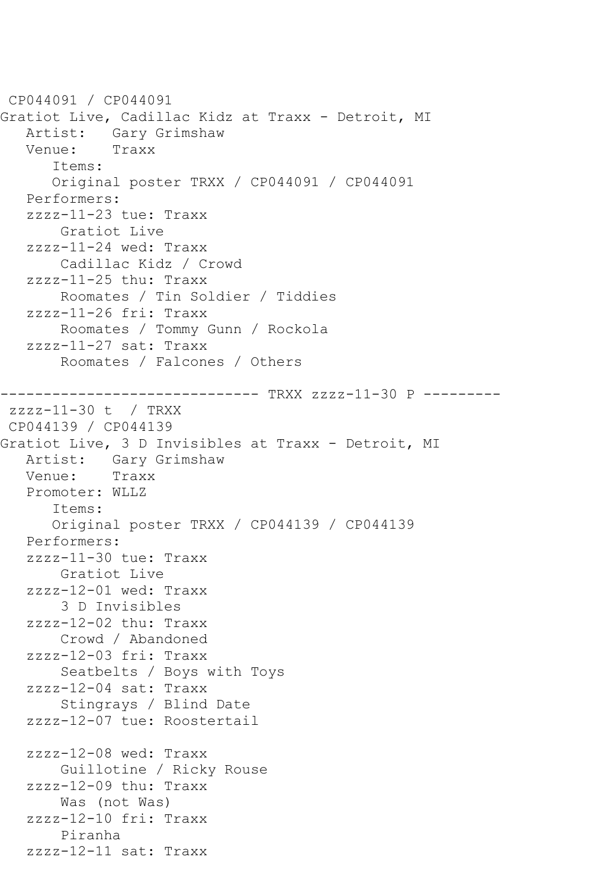CP044091 / CP044091
Gratiot Live, Cadillac Kidz at Traxx - Detroit, MI
   Artist:   Gary Grimshaw
   Venue:    Traxx
      Items:
      Original poster TRXX / CP044091 / CP044091
   Performers:
   zzzz-11-23 tue: Traxx
       Gratiot Live
   zzzz-11-24 wed: Traxx
       Cadillac Kidz / Crowd
   zzzz-11-25 thu: Traxx
       Roomates / Tin Soldier / Tiddies
   zzzz-11-26 fri: Traxx
       Roomates / Tommy Gunn / Rockola
   zzzz-11-27 sat: Traxx
       Roomates / Falcones / Others

------------------------------ TRXX zzzz-11-30 P ---------
 zzzz-11-30 t  / TRXX
 CP044139 / CP044139
Gratiot Live, 3 D Invisibles at Traxx - Detroit, MI
   Artist:   Gary Grimshaw
   Venue:    Traxx
   Promoter: WLLZ
      Items:
      Original poster TRXX / CP044139 / CP044139
   Performers:
   zzzz-11-30 tue: Traxx
       Gratiot Live
   zzzz-12-01 wed: Traxx
       3 D Invisibles
   zzzz-12-02 thu: Traxx
       Crowd / Abandoned
   zzzz-12-03 fri: Traxx
       Seatbelts / Boys with Toys
   zzzz-12-04 sat: Traxx
       Stingrays / Blind Date
   zzzz-12-07 tue: Roostertail

   zzzz-12-08 wed: Traxx
       Guillotine / Ricky Rouse
   zzzz-12-09 thu: Traxx
       Was (not Was)
   zzzz-12-10 fri: Traxx
       Piranha
   zzzz-12-11 sat: Traxx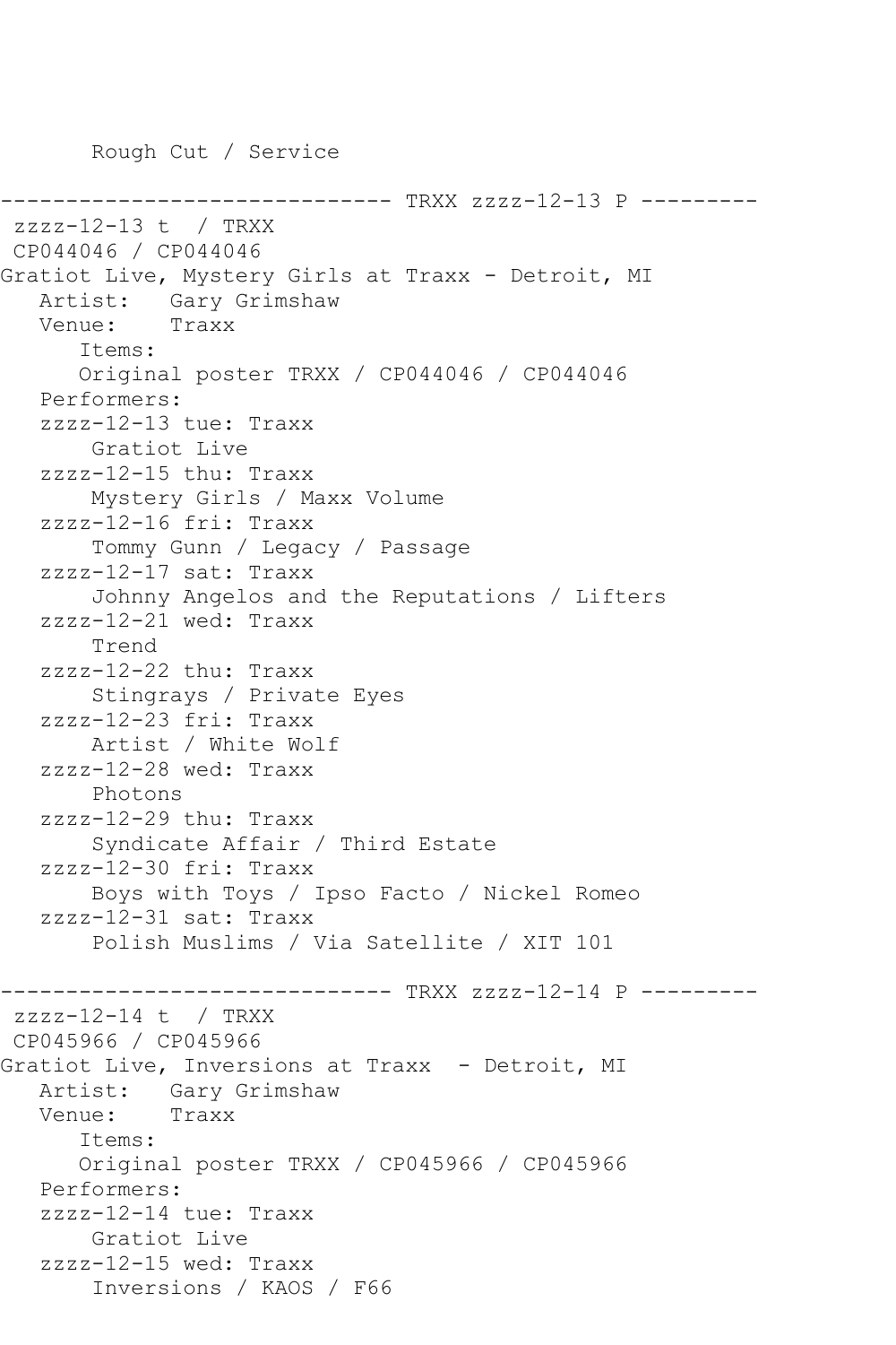Rough Cut / Service

```
------------------------------ TRXX zzzz-12-13 P ---------
 zzzz-12-13 t  / TRXX
 CP044046 / CP044046
Gratiot Live, Mystery Girls at Traxx - Detroit, MI
   Artist:   Gary Grimshaw
   Venue:    Traxx
      Items:
      Original poster TRXX / CP044046 / CP044046
   Performers:
   zzzz-12-13 tue: Traxx
       Gratiot Live
   zzzz-12-15 thu: Traxx
       Mystery Girls / Maxx Volume
   zzzz-12-16 fri: Traxx
       Tommy Gunn / Legacy / Passage
   zzzz-12-17 sat: Traxx
       Johnny Angelos and the Reputations / Lifters
   zzzz-12-21 wed: Traxx
       Trend
   zzzz-12-22 thu: Traxx
       Stingrays / Private Eyes
   zzzz-12-23 fri: Traxx
       Artist / White Wolf
   zzzz-12-28 wed: Traxx
       Photons
   zzzz-12-29 thu: Traxx
       Syndicate Affair / Third Estate
   zzzz-12-30 fri: Traxx
       Boys with Toys / Ipso Facto / Nickel Romeo
   zzzz-12-31 sat: Traxx
       Polish Muslims / Via Satellite / XIT 101

------------------------------ TRXX zzzz-12-14 P ---------
 zzzz-12-14 t  / TRXX
 CP045966 / CP045966
Gratiot Live, Inversions at Traxx  - Detroit, MI
   Artist:   Gary Grimshaw
   Venue:    Traxx
      Items:
      Original poster TRXX / CP045966 / CP045966
   Performers:
   zzzz-12-14 tue: Traxx
       Gratiot Live
   zzzz-12-15 wed: Traxx
       Inversions / KAOS / F66
```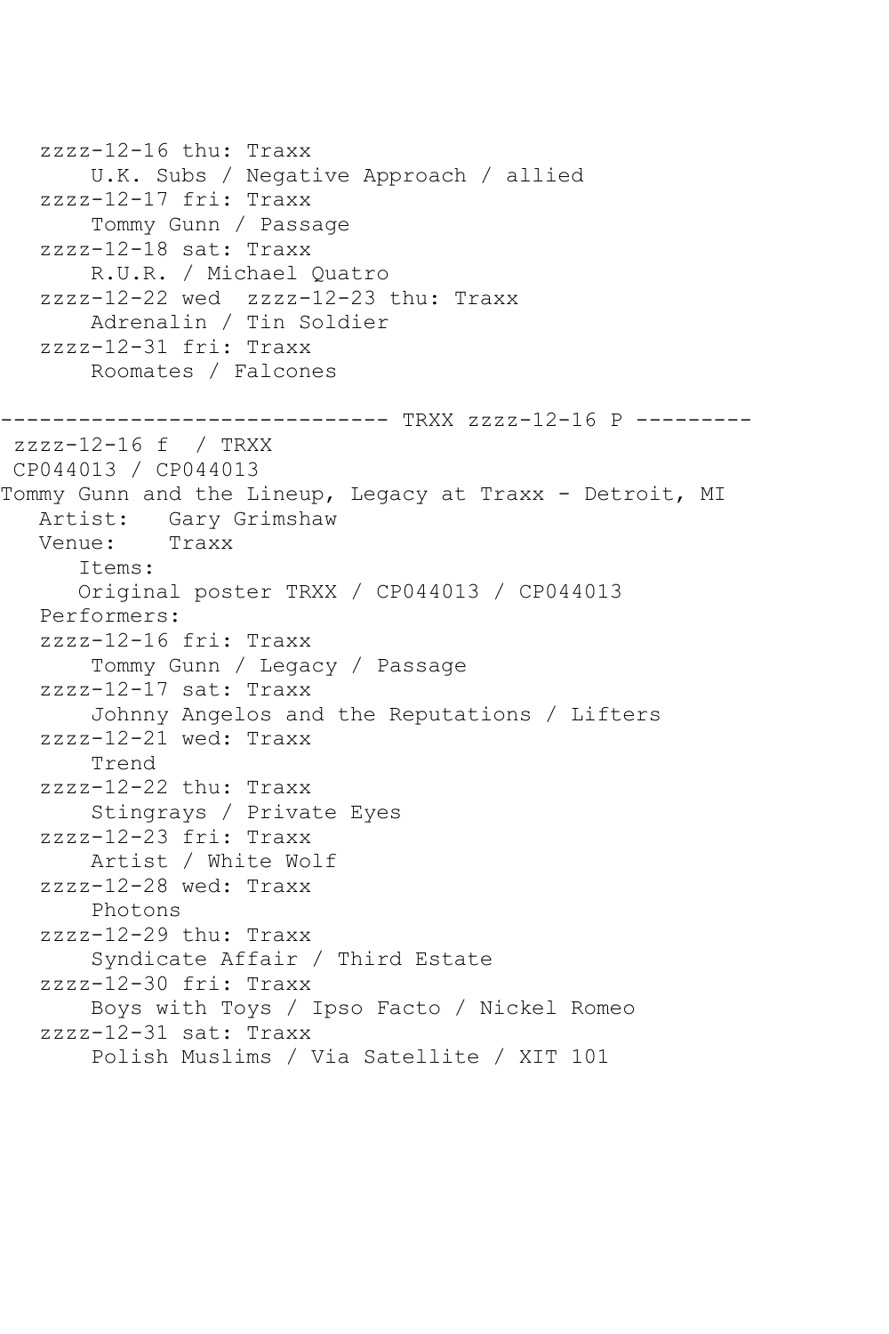```
   zzzz-12-16 thu: Traxx
       U.K. Subs / Negative Approach / allied
   zzzz-12-17 fri: Traxx
       Tommy Gunn / Passage
   zzzz-12-18 sat: Traxx
       R.U.R. / Michael Quatro
   zzzz-12-22 wed  zzzz-12-23 thu: Traxx
       Adrenalin / Tin Soldier
   zzzz-12-31 fri: Traxx
       Roomates / Falcones

------------------------------ TRXX zzzz-12-16 P ---------
 zzzz-12-16 f  / TRXX
 CP044013 / CP044013
Tommy Gunn and the Lineup, Legacy at Traxx - Detroit, MI
   Artist:   Gary Grimshaw
   Venue:    Traxx
      Items:
      Original poster TRXX / CP044013 / CP044013
   Performers:
   zzzz-12-16 fri: Traxx
       Tommy Gunn / Legacy / Passage
   zzzz-12-17 sat: Traxx
       Johnny Angelos and the Reputations / Lifters
   zzzz-12-21 wed: Traxx
       Trend
   zzzz-12-22 thu: Traxx
       Stingrays / Private Eyes
   zzzz-12-23 fri: Traxx
       Artist / White Wolf
   zzzz-12-28 wed: Traxx
       Photons
   zzzz-12-29 thu: Traxx
       Syndicate Affair / Third Estate
   zzzz-12-30 fri: Traxx
       Boys with Toys / Ipso Facto / Nickel Romeo
   zzzz-12-31 sat: Traxx
       Polish Muslims / Via Satellite / XIT 101
```